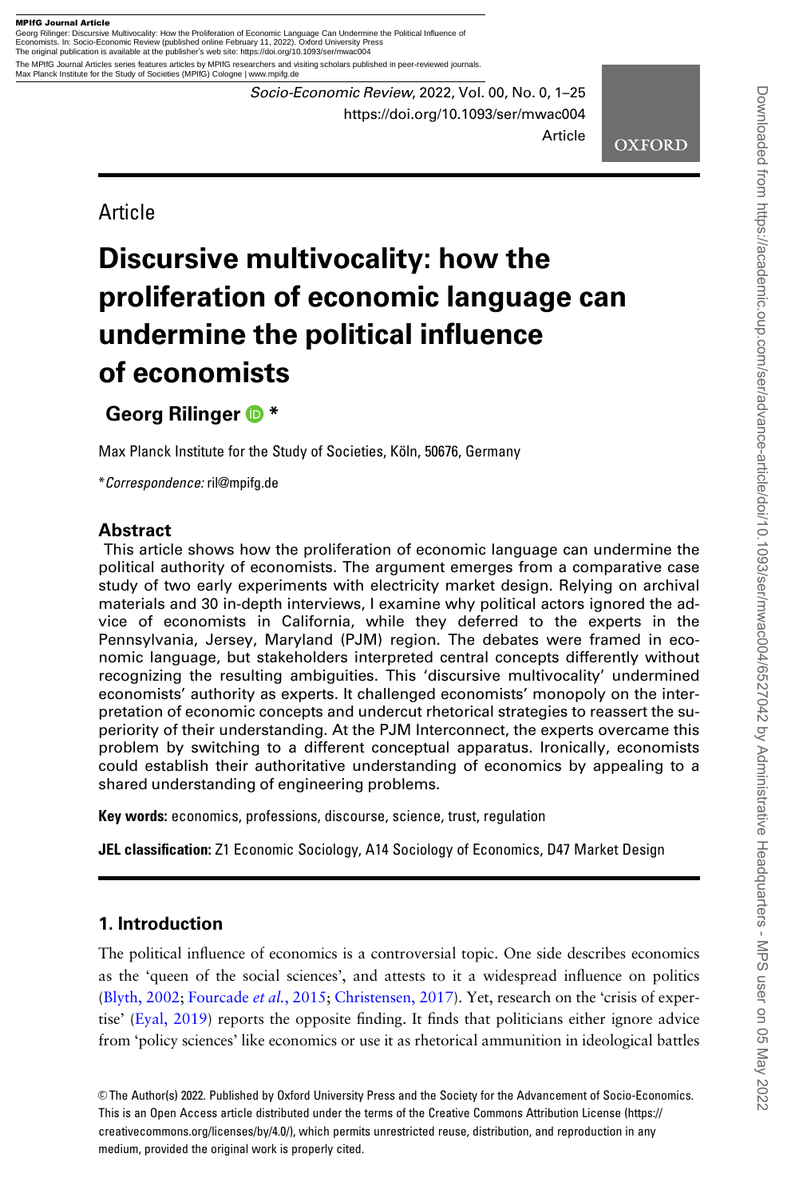Article

# Discursive multivocality: how the proliferation of economic language can undermine the political influence of economists

**Georg Rilinger** *

Max Planck Institute for the Study of Societies, Köln, 50676, Germany

**Correspondence:* ril@mpifg.de

## Abstract

This article shows how the proliferation of economic language can undermine the political authority of economists. The argument emerges from a comparative case study of two early experiments with electricity market design. Relying on archival materials and 30 in-depth interviews, I examine why political actors ignored the advice of economists in California, while they deferred to the experts in the Pennsylvania, Jersey, Maryland (PJM) region. The debates were framed in economic language, but stakeholders interpreted central concepts differently without recognizing the resulting ambiguities. This 'discursive multivocality' undermined economists' authority as experts. It challenged economists' monopoly on the interpretation of economic concepts and undercut rhetorical strategies to reassert the superiority of their understanding. At the PJM Interconnect, the experts overcame this problem by switching to a different conceptual apparatus. Ironically, economists could establish their authoritative understanding of economics by appealing to a shared understanding of engineering problems.

**Key words:** economics, professions, discourse, science, trust, regulation

**JEL classification:** Z1 Economic Sociology, A14 Sociology of Economics, D47 Market Design

## 1. Introduction

The political influence of economics is a controversial topic. One side describes economics as the 'queen of the social sciences', and attests to it a widespread influence on politics (Blyth, 2002; Fourcade *et al.*, 2015; Christensen, 2017). Yet, research on the 'crisis of expertise' (Eyal, 2019) reports the opposite finding. It finds that politicians either ignore advice from 'policy sciences' like economics or use it as rhetorical ammunition in ideological battles

© The Author(s) 2022. Published by Oxford University Press and the Society for the Advancement of Socio-Economics. This is an Open Access article distributed under the terms of the Creative Commons Attribution License (https://creativecommons.org/licenses/by/4.0/), which permits unrestricted reuse, distribution, and reproduction in any medium, provided the original work is properly cited.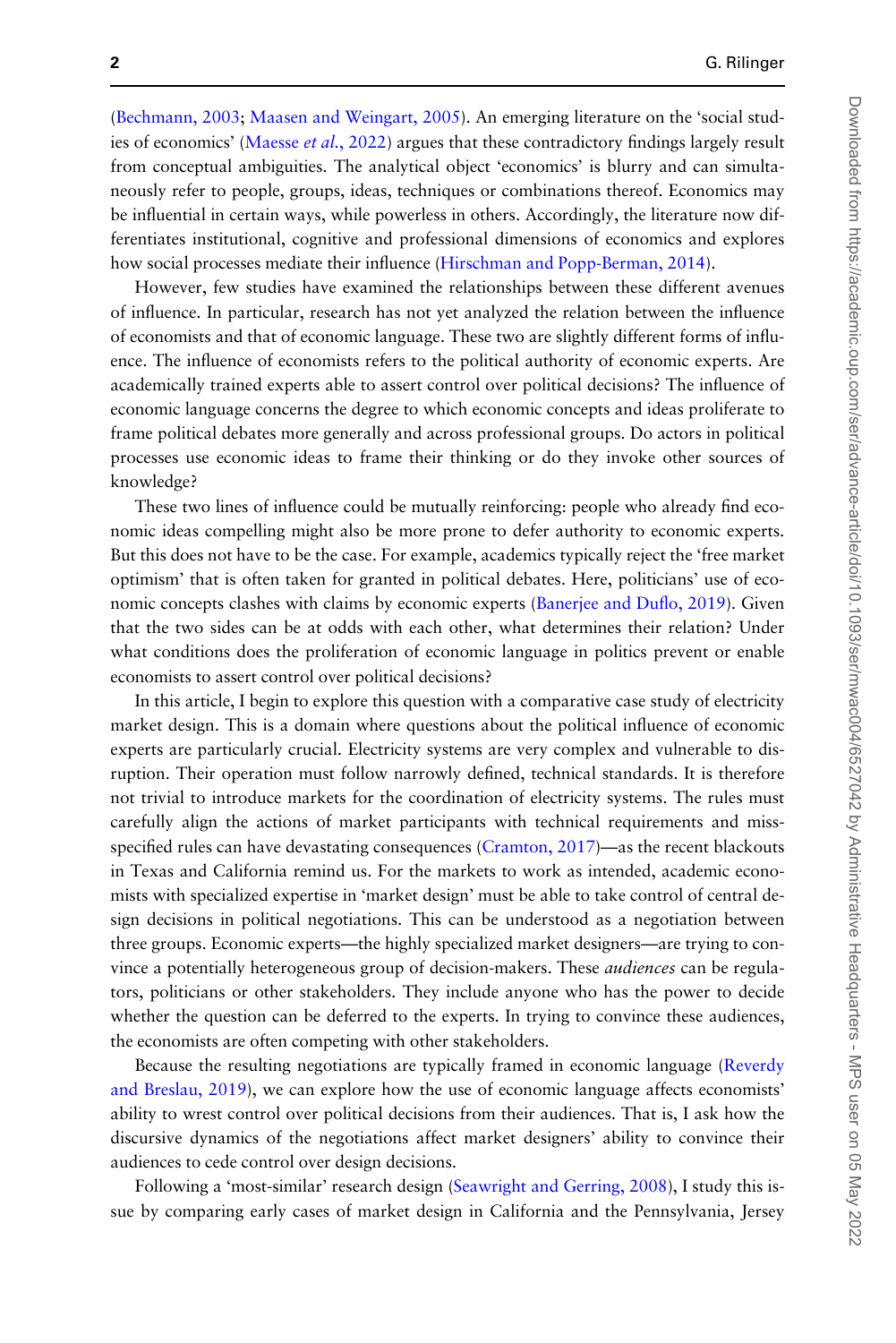(Bechmann, 2003; Maasen and Weingart, 2005). An emerging literature on the 'social studies of economics' (Maesse *et al.*, 2022) argues that these contradictory findings largely result from conceptual ambiguities. The analytical object 'economics' is blurry and can simultaneously refer to people, groups, ideas, techniques or combinations thereof. Economics may be influential in certain ways, while powerless in others. Accordingly, the literature now differentiates institutional, cognitive and professional dimensions of economics and explores how social processes mediate their influence (Hirschman and Popp-Berman, 2014).

However, few studies have examined the relationships between these different avenues of influence. In particular, research has not yet analyzed the relation between the influence of economists and that of economic language. These two are slightly different forms of influence. The influence of economists refers to the political authority of economic experts. Are academically trained experts able to assert control over political decisions? The influence of economic language concerns the degree to which economic concepts and ideas proliferate to frame political debates more generally and across professional groups. Do actors in political processes use economic ideas to frame their thinking or do they invoke other sources of knowledge?

These two lines of influence could be mutually reinforcing: people who already find economic ideas compelling might also be more prone to defer authority to economic experts. But this does not have to be the case. For example, academics typically reject the 'free market optimism' that is often taken for granted in political debates. Here, politicians' use of economic concepts clashes with claims by economic experts (Banerjee and Duflo, 2019). Given that the two sides can be at odds with each other, what determines their relation? Under what conditions does the proliferation of economic language in politics prevent or enable economists to assert control over political decisions?

In this article, I begin to explore this question with a comparative case study of electricity market design. This is a domain where questions about the political influence of economic experts are particularly crucial. Electricity systems are very complex and vulnerable to disruption. Their operation must follow narrowly defined, technical standards. It is therefore not trivial to introduce markets for the coordination of electricity systems. The rules must carefully align the actions of market participants with technical requirements and miss-specified rules can have devastating consequences (Cramton, 2017)—as the recent blackouts in Texas and California remind us. For the markets to work as intended, academic economists with specialized expertise in 'market design' must be able to take control of central design decisions in political negotiations. This can be understood as a negotiation between three groups. Economic experts—the highly specialized market designers—are trying to convince a potentially heterogeneous group of decision-makers. These *audiences* can be regulators, politicians or other stakeholders. They include anyone who has the power to decide whether the question can be deferred to the experts. In trying to convince these audiences, the economists are often competing with other stakeholders.

Because the resulting negotiations are typically framed in economic language (Reverdy and Breslau, 2019), we can explore how the use of economic language affects economists' ability to wrest control over political decisions from their audiences. That is, I ask how the discursive dynamics of the negotiations affect market designers' ability to convince their audiences to cede control over design decisions.

Following a 'most-similar' research design (Seawright and Gerring, 2008), I study this issue by comparing early cases of market design in California and the Pennsylvania, Jersey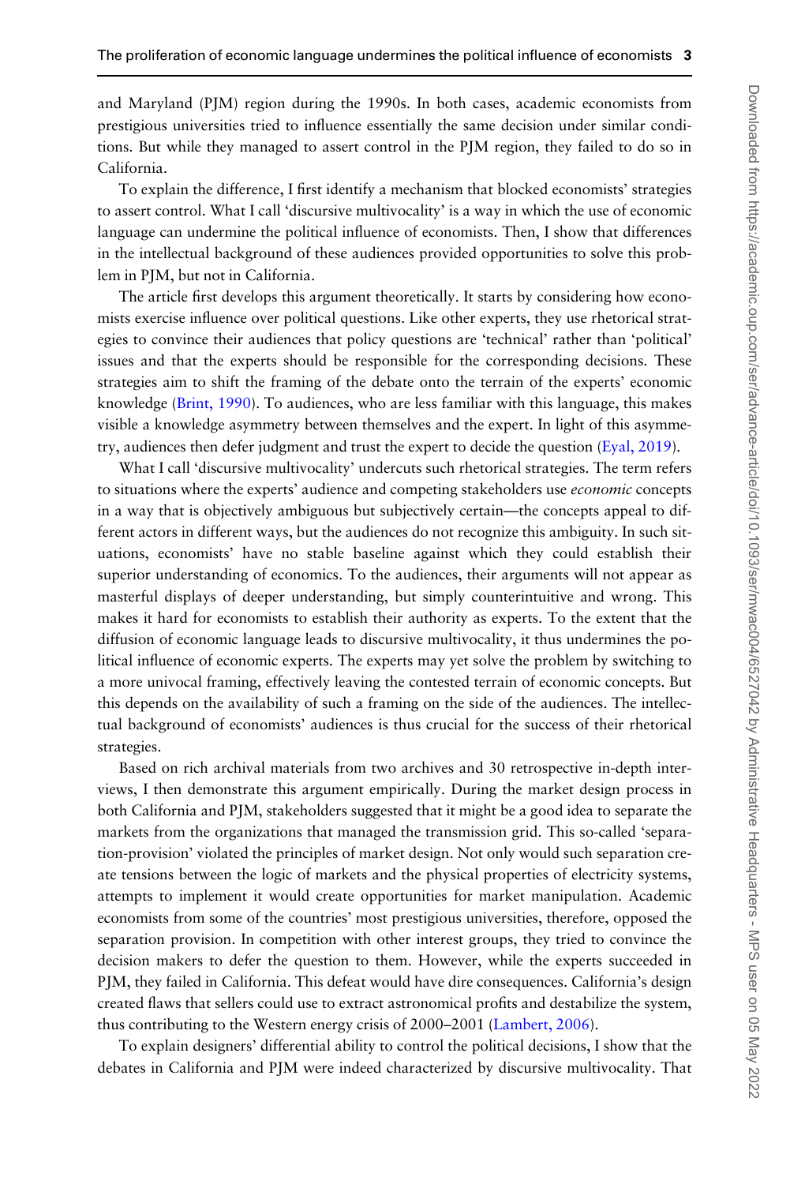and Maryland (PJM) region during the 1990s. In both cases, academic economists from prestigious universities tried to influence essentially the same decision under similar conditions. But while they managed to assert control in the PJM region, they failed to do so in California.

To explain the difference, I first identify a mechanism that blocked economists' strategies to assert control. What I call 'discursive multivocality' is a way in which the use of economic language can undermine the political influence of economists. Then, I show that differences in the intellectual background of these audiences provided opportunities to solve this problem in PJM, but not in California.

The article first develops this argument theoretically. It starts by considering how economists exercise influence over political questions. Like other experts, they use rhetorical strategies to convince their audiences that policy questions are 'technical' rather than 'political' issues and that the experts should be responsible for the corresponding decisions. These strategies aim to shift the framing of the debate onto the terrain of the experts' economic knowledge (Brint, 1990). To audiences, who are less familiar with this language, this makes visible a knowledge asymmetry between themselves and the expert. In light of this asymmetry, audiences then defer judgment and trust the expert to decide the question (Eyal, 2019).

What I call 'discursive multivocality' undercuts such rhetorical strategies. The term refers to situations where the experts' audience and competing stakeholders use *economic* concepts in a way that is objectively ambiguous but subjectively certain—the concepts appeal to different actors in different ways, but the audiences do not recognize this ambiguity. In such situations, economists' have no stable baseline against which they could establish their superior understanding of economics. To the audiences, their arguments will not appear as masterful displays of deeper understanding, but simply counterintuitive and wrong. This makes it hard for economists to establish their authority as experts. To the extent that the diffusion of economic language leads to discursive multivocality, it thus undermines the political influence of economic experts. The experts may yet solve the problem by switching to a more univocal framing, effectively leaving the contested terrain of economic concepts. But this depends on the availability of such a framing on the side of the audiences. The intellectual background of economists' audiences is thus crucial for the success of their rhetorical strategies.

Based on rich archival materials from two archives and 30 retrospective in-depth interviews, I then demonstrate this argument empirically. During the market design process in both California and PJM, stakeholders suggested that it might be a good idea to separate the markets from the organizations that managed the transmission grid. This so-called 'separation-provision' violated the principles of market design. Not only would such separation create tensions between the logic of markets and the physical properties of electricity systems, attempts to implement it would create opportunities for market manipulation. Academic economists from some of the countries' most prestigious universities, therefore, opposed the separation provision. In competition with other interest groups, they tried to convince the decision makers to defer the question to them. However, while the experts succeeded in PJM, they failed in California. This defeat would have dire consequences. California's design created flaws that sellers could use to extract astronomical profits and destabilize the system, thus contributing to the Western energy crisis of 2000–2001 (Lambert, 2006).

To explain designers' differential ability to control the political decisions, I show that the debates in California and PJM were indeed characterized by discursive multivocality. That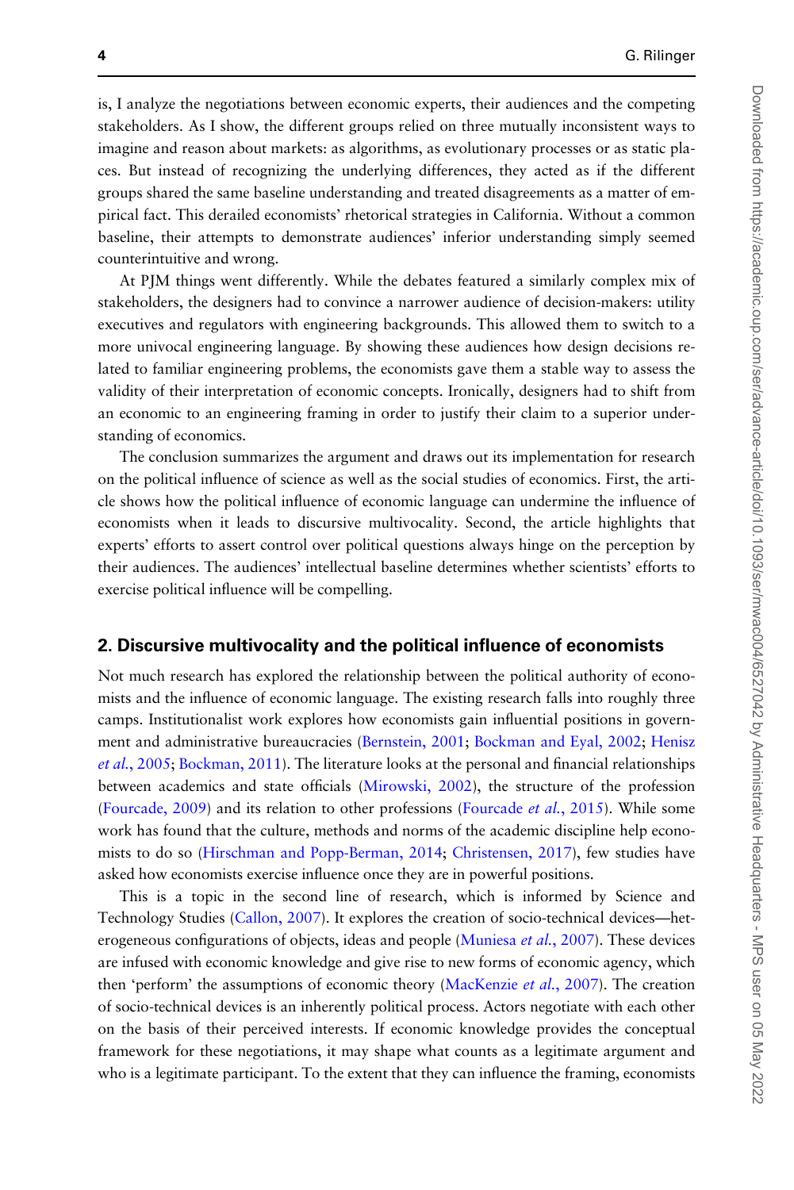is, I analyze the negotiations between economic experts, their audiences and the competing stakeholders. As I show, the different groups relied on three mutually inconsistent ways to imagine and reason about markets: as algorithms, as evolutionary processes or as static places. But instead of recognizing the underlying differences, they acted as if the different groups shared the same baseline understanding and treated disagreements as a matter of empirical fact. This derailed economists' rhetorical strategies in California. Without a common baseline, their attempts to demonstrate audiences' inferior understanding simply seemed counterintuitive and wrong.

At PJM things went differently. While the debates featured a similarly complex mix of stakeholders, the designers had to convince a narrower audience of decision-makers: utility executives and regulators with engineering backgrounds. This allowed them to switch to a more univocal engineering language. By showing these audiences how design decisions related to familiar engineering problems, the economists gave them a stable way to assess the validity of their interpretation of economic concepts. Ironically, designers had to shift from an economic to an engineering framing in order to justify their claim to a superior understanding of economics.

The conclusion summarizes the argument and draws out its implementation for research on the political influence of science as well as the social studies of economics. First, the article shows how the political influence of economic language can undermine the influence of economists when it leads to discursive multivocality. Second, the article highlights that experts' efforts to assert control over political questions always hinge on the perception by their audiences. The audiences' intellectual baseline determines whether scientists' efforts to exercise political influence will be compelling.

## 2. Discursive multivocality and the political influence of economists

Not much research has explored the relationship between the political authority of economists and the influence of economic language. The existing research falls into roughly three camps. Institutionalist work explores how economists gain influential positions in government and administrative bureaucracies (Bernstein, 2001; Bockman and Eyal, 2002; Henisz *et al.*, 2005; Bockman, 2011). The literature looks at the personal and financial relationships between academics and state officials (Mirowski, 2002), the structure of the profession (Fourcade, 2009) and its relation to other professions (Fourcade *et al.*, 2015). While some work has found that the culture, methods and norms of the academic discipline help economists to do so (Hirschman and Popp-Berman, 2014; Christensen, 2017), few studies have asked how economists exercise influence once they are in powerful positions.

This is a topic in the second line of research, which is informed by Science and Technology Studies (Callon, 2007). It explores the creation of socio-technical devices—heterogeneous configurations of objects, ideas and people (Muniesa *et al.*, 2007). These devices are infused with economic knowledge and give rise to new forms of economic agency, which then 'perform' the assumptions of economic theory (MacKenzie *et al.*, 2007). The creation of socio-technical devices is an inherently political process. Actors negotiate with each other on the basis of their perceived interests. If economic knowledge provides the conceptual framework for these negotiations, it may shape what counts as a legitimate argument and who is a legitimate participant. To the extent that they can influence the framing, economists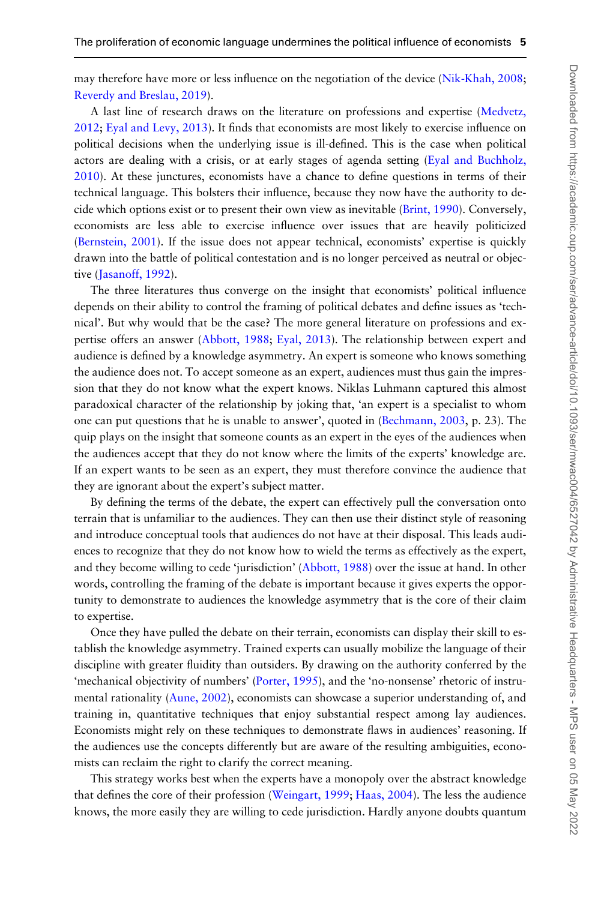may therefore have more or less influence on the negotiation of the device (Nik-Khah, 2008; Reverdy and Breslau, 2019).

A last line of research draws on the literature on professions and expertise (Medvetz, 2012; Eyal and Levy, 2013). It finds that economists are most likely to exercise influence on political decisions when the underlying issue is ill-defined. This is the case when political actors are dealing with a crisis, or at early stages of agenda setting (Eyal and Buchholz, 2010). At these junctures, economists have a chance to define questions in terms of their technical language. This bolsters their influence, because they now have the authority to decide which options exist or to present their own view as inevitable (Brint, 1990). Conversely, economists are less able to exercise influence over issues that are heavily politicized (Bernstein, 2001). If the issue does not appear technical, economists' expertise is quickly drawn into the battle of political contestation and is no longer perceived as neutral or objective (Jasanoff, 1992).

The three literatures thus converge on the insight that economists' political influence depends on their ability to control the framing of political debates and define issues as 'technical'. But why would that be the case? The more general literature on professions and expertise offers an answer (Abbott, 1988; Eyal, 2013). The relationship between expert and audience is defined by a knowledge asymmetry. An expert is someone who knows something the audience does not. To accept someone as an expert, audiences must thus gain the impression that they do not know what the expert knows. Niklas Luhmann captured this almost paradoxical character of the relationship by joking that, 'an expert is a specialist to whom one can put questions that he is unable to answer', quoted in (Bechmann, 2003, p. 23). The quip plays on the insight that someone counts as an expert in the eyes of the audiences when the audiences accept that they do not know where the limits of the experts' knowledge are. If an expert wants to be seen as an expert, they must therefore convince the audience that they are ignorant about the expert's subject matter.

By defining the terms of the debate, the expert can effectively pull the conversation onto terrain that is unfamiliar to the audiences. They can then use their distinct style of reasoning and introduce conceptual tools that audiences do not have at their disposal. This leads audiences to recognize that they do not know how to wield the terms as effectively as the expert, and they become willing to cede 'jurisdiction' (Abbott, 1988) over the issue at hand. In other words, controlling the framing of the debate is important because it gives experts the opportunity to demonstrate to audiences the knowledge asymmetry that is the core of their claim to expertise.

Once they have pulled the debate on their terrain, economists can display their skill to establish the knowledge asymmetry. Trained experts can usually mobilize the language of their discipline with greater fluidity than outsiders. By drawing on the authority conferred by the 'mechanical objectivity of numbers' (Porter, 1995), and the 'no-nonsense' rhetoric of instrumental rationality (Aune, 2002), economists can showcase a superior understanding of, and training in, quantitative techniques that enjoy substantial respect among lay audiences. Economists might rely on these techniques to demonstrate flaws in audiences' reasoning. If the audiences use the concepts differently but are aware of the resulting ambiguities, economists can reclaim the right to clarify the correct meaning.

This strategy works best when the experts have a monopoly over the abstract knowledge that defines the core of their profession (Weingart, 1999; Haas, 2004). The less the audience knows, the more easily they are willing to cede jurisdiction. Hardly anyone doubts quantum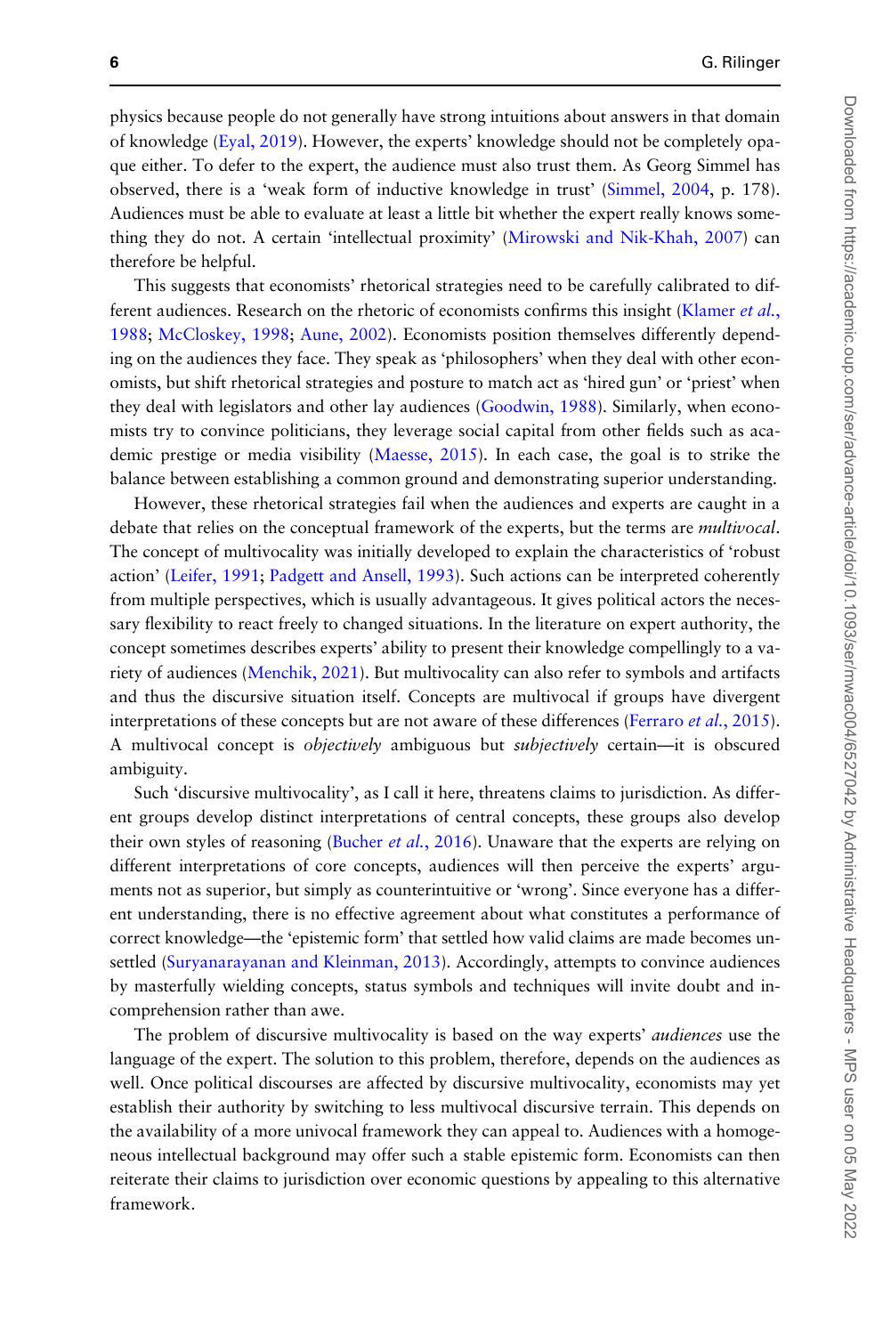physics because people do not generally have strong intuitions about answers in that domain of knowledge (Eyal, 2019). However, the experts' knowledge should not be completely opaque either. To defer to the expert, the audience must also trust them. As Georg Simmel has observed, there is a 'weak form of inductive knowledge in trust' (Simmel, 2004, p. 178). Audiences must be able to evaluate at least a little bit whether the expert really knows something they do not. A certain 'intellectual proximity' (Mirowski and Nik-Khah, 2007) can therefore be helpful.

This suggests that economists' rhetorical strategies need to be carefully calibrated to different audiences. Research on the rhetoric of economists confirms this insight (Klamer *et al.*, 1988; McCloskey, 1998; Aune, 2002). Economists position themselves differently depending on the audiences they face. They speak as 'philosophers' when they deal with other economists, but shift rhetorical strategies and posture to match act as 'hired gun' or 'priest' when they deal with legislators and other lay audiences (Goodwin, 1988). Similarly, when economists try to convince politicians, they leverage social capital from other fields such as academic prestige or media visibility (Maesse, 2015). In each case, the goal is to strike the balance between establishing a common ground and demonstrating superior understanding.

However, these rhetorical strategies fail when the audiences and experts are caught in a debate that relies on the conceptual framework of the experts, but the terms are *multivocal*. The concept of multivocality was initially developed to explain the characteristics of 'robust action' (Leifer, 1991; Padgett and Ansell, 1993). Such actions can be interpreted coherently from multiple perspectives, which is usually advantageous. It gives political actors the necessary flexibility to react freely to changed situations. In the literature on expert authority, the concept sometimes describes experts' ability to present their knowledge compellingly to a variety of audiences (Menchik, 2021). But multivocality can also refer to symbols and artifacts and thus the discursive situation itself. Concepts are multivocal if groups have divergent interpretations of these concepts but are not aware of these differences (Ferraro *et al.*, 2015). A multivocal concept is *objectively* ambiguous but *subjectively* certain—it is obscured ambiguity.

Such 'discursive multivocality', as I call it here, threatens claims to jurisdiction. As different groups develop distinct interpretations of central concepts, these groups also develop their own styles of reasoning (Bucher *et al.*, 2016). Unaware that the experts are relying on different interpretations of core concepts, audiences will then perceive the experts' arguments not as superior, but simply as counterintuitive or 'wrong'. Since everyone has a different understanding, there is no effective agreement about what constitutes a performance of correct knowledge—the 'epistemic form' that settled how valid claims are made becomes unsettled (Suryanarayanan and Kleinman, 2013). Accordingly, attempts to convince audiences by masterfully wielding concepts, status symbols and techniques will invite doubt and incomprehension rather than awe.

The problem of discursive multivocality is based on the way experts' *audiences* use the language of the expert. The solution to this problem, therefore, depends on the audiences as well. Once political discourses are affected by discursive multivocality, economists may yet establish their authority by switching to less multivocal discursive terrain. This depends on the availability of a more univocal framework they can appeal to. Audiences with a homogeneous intellectual background may offer such a stable epistemic form. Economists can then reiterate their claims to jurisdiction over economic questions by appealing to this alternative framework.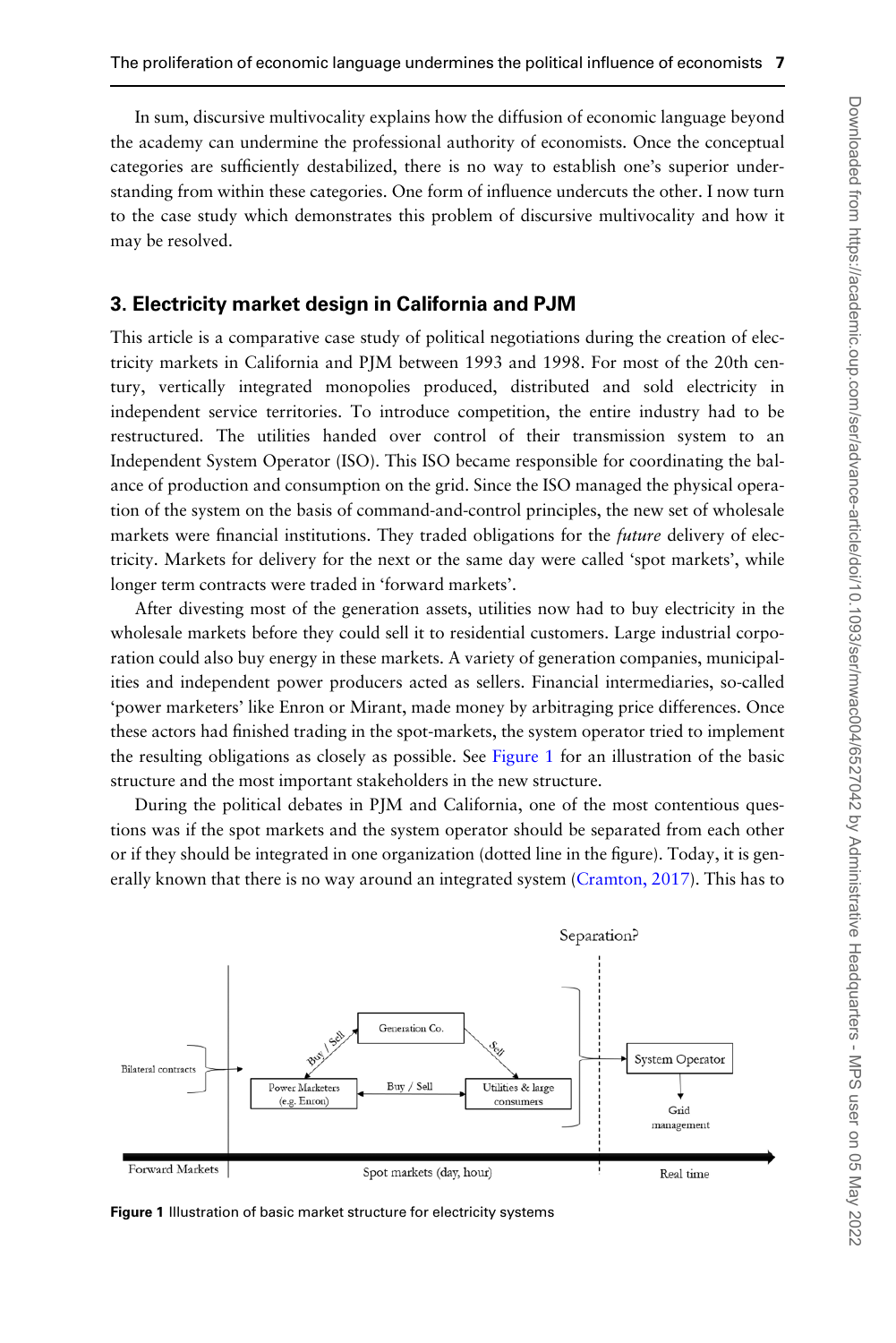In sum, discursive multivocality explains how the diffusion of economic language beyond the academy can undermine the professional authority of economists. Once the conceptual categories are sufficiently destabilized, there is no way to establish one's superior understanding from within these categories. One form of influence undercuts the other. I now turn to the case study which demonstrates this problem of discursive multivocality and how it may be resolved.

## 3. Electricity market design in California and PJM

This article is a comparative case study of political negotiations during the creation of electricity markets in California and PJM between 1993 and 1998. For most of the 20th century, vertically integrated monopolies produced, distributed and sold electricity in independent service territories. To introduce competition, the entire industry had to be restructured. The utilities handed over control of their transmission system to an Independent System Operator (ISO). This ISO became responsible for coordinating the balance of production and consumption on the grid. Since the ISO managed the physical operation of the system on the basis of command-and-control principles, the new set of wholesale markets were financial institutions. They traded obligations for the *future* delivery of electricity. Markets for delivery for the next or the same day were called 'spot markets', while longer term contracts were traded in 'forward markets'.

After divesting most of the generation assets, utilities now had to buy electricity in the wholesale markets before they could sell it to residential customers. Large industrial corporation could also buy energy in these markets. A variety of generation companies, municipalities and independent power producers acted as sellers. Financial intermediaries, so-called 'power marketers' like Enron or Mirant, made money by arbitraging price differences. Once these actors had finished trading in the spot-markets, the system operator tried to implement the resulting obligations as closely as possible. See Figure 1 for an illustration of the basic structure and the most important stakeholders in the new structure.

During the political debates in PJM and California, one of the most contentious questions was if the spot markets and the system operator should be separated from each other or if they should be integrated in one organization (dotted line in the figure). Today, it is generally known that there is no way around an integrated system (Cramton, 2017). This has to

Separation?

Generation Co.

Buy / Sell

Sell

Bilateral contracts

Power Marketers (e.g. Enron)

Buy / Sell

Utilities & large consumers

System Operator

Grid management

Forward Markets

Spot markets (day, hour)

Real time

**Figure 1** Illustration of basic market structure for electricity systems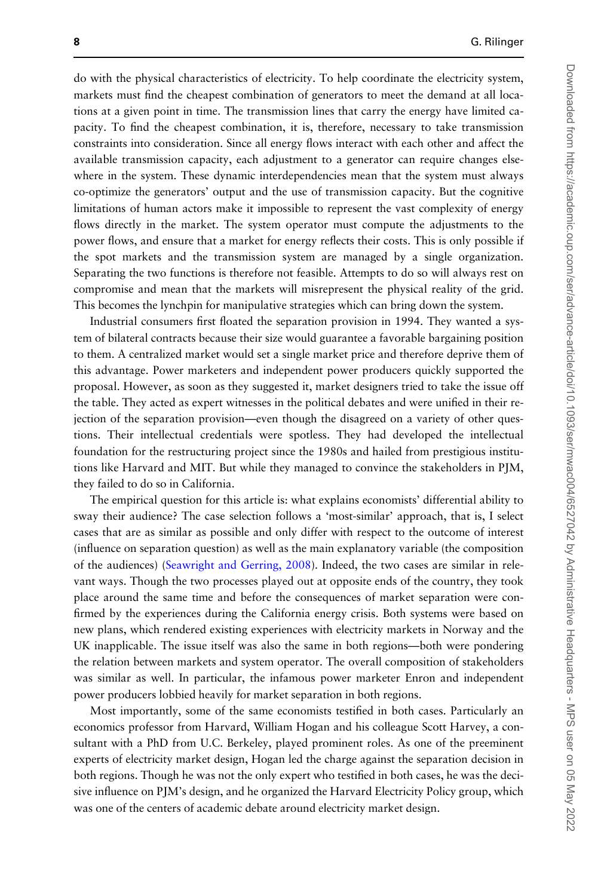do with the physical characteristics of electricity. To help coordinate the electricity system, markets must find the cheapest combination of generators to meet the demand at all locations at a given point in time. The transmission lines that carry the energy have limited capacity. To find the cheapest combination, it is, therefore, necessary to take transmission constraints into consideration. Since all energy flows interact with each other and affect the available transmission capacity, each adjustment to a generator can require changes elsewhere in the system. These dynamic interdependencies mean that the system must always co-optimize the generators' output and the use of transmission capacity. But the cognitive limitations of human actors make it impossible to represent the vast complexity of energy flows directly in the market. The system operator must compute the adjustments to the power flows, and ensure that a market for energy reflects their costs. This is only possible if the spot markets and the transmission system are managed by a single organization. Separating the two functions is therefore not feasible. Attempts to do so will always rest on compromise and mean that the markets will misrepresent the physical reality of the grid. This becomes the lynchpin for manipulative strategies which can bring down the system.

Industrial consumers first floated the separation provision in 1994. They wanted a system of bilateral contracts because their size would guarantee a favorable bargaining position to them. A centralized market would set a single market price and therefore deprive them of this advantage. Power marketers and independent power producers quickly supported the proposal. However, as soon as they suggested it, market designers tried to take the issue off the table. They acted as expert witnesses in the political debates and were unified in their rejection of the separation provision—even though the disagreed on a variety of other questions. Their intellectual credentials were spotless. They had developed the intellectual foundation for the restructuring project since the 1980s and hailed from prestigious institutions like Harvard and MIT. But while they managed to convince the stakeholders in PJM, they failed to do so in California.

The empirical question for this article is: what explains economists' differential ability to sway their audience? The case selection follows a 'most-similar' approach, that is, I select cases that are as similar as possible and only differ with respect to the outcome of interest (influence on separation question) as well as the main explanatory variable (the composition of the audiences) (Seawright and Gerring, 2008). Indeed, the two cases are similar in relevant ways. Though the two processes played out at opposite ends of the country, they took place around the same time and before the consequences of market separation were confirmed by the experiences during the California energy crisis. Both systems were based on new plans, which rendered existing experiences with electricity markets in Norway and the UK inapplicable. The issue itself was also the same in both regions—both were pondering the relation between markets and system operator. The overall composition of stakeholders was similar as well. In particular, the infamous power marketer Enron and independent power producers lobbied heavily for market separation in both regions.

Most importantly, some of the same economists testified in both cases. Particularly an economics professor from Harvard, William Hogan and his colleague Scott Harvey, a consultant with a PhD from U.C. Berkeley, played prominent roles. As one of the preeminent experts of electricity market design, Hogan led the charge against the separation decision in both regions. Though he was not the only expert who testified in both cases, he was the decisive influence on PJM's design, and he organized the Harvard Electricity Policy group, which was one of the centers of academic debate around electricity market design.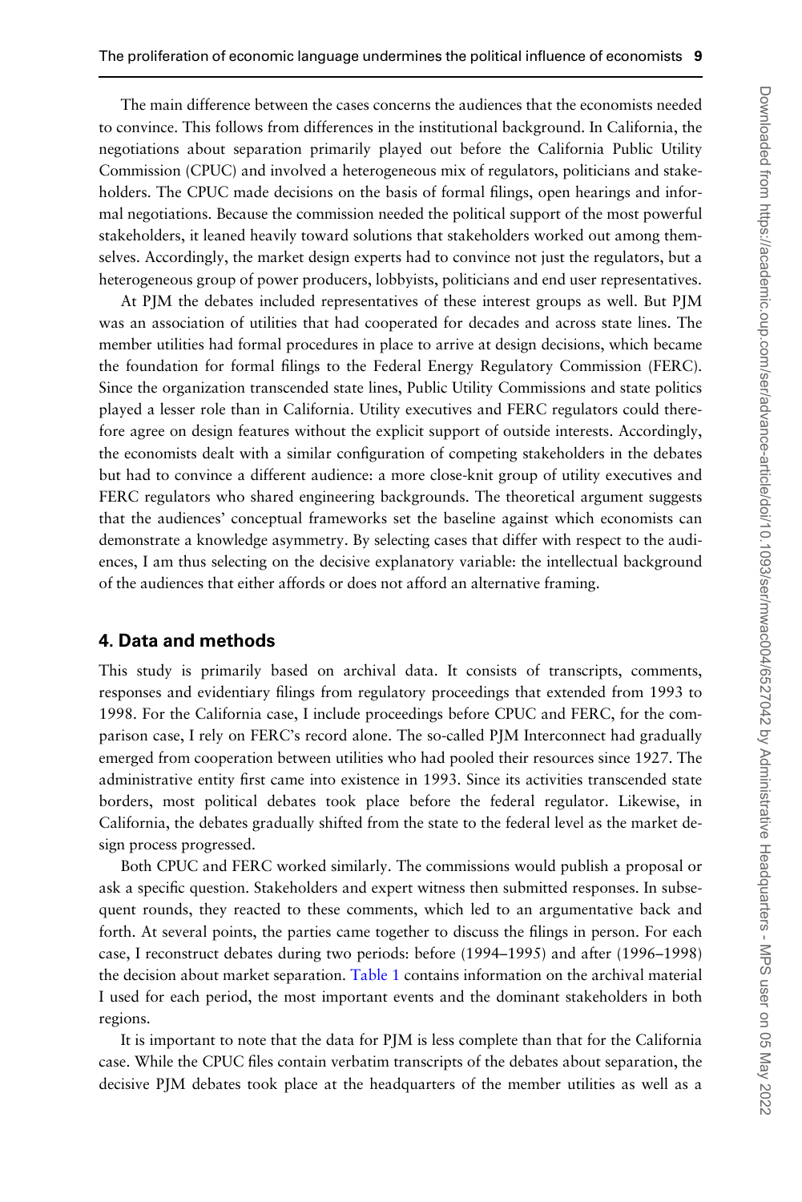The main difference between the cases concerns the audiences that the economists needed to convince. This follows from differences in the institutional background. In California, the negotiations about separation primarily played out before the California Public Utility Commission (CPUC) and involved a heterogeneous mix of regulators, politicians and stakeholders. The CPUC made decisions on the basis of formal filings, open hearings and informal negotiations. Because the commission needed the political support of the most powerful stakeholders, it leaned heavily toward solutions that stakeholders worked out among themselves. Accordingly, the market design experts had to convince not just the regulators, but a heterogeneous group of power producers, lobbyists, politicians and end user representatives.

At PJM the debates included representatives of these interest groups as well. But PJM was an association of utilities that had cooperated for decades and across state lines. The member utilities had formal procedures in place to arrive at design decisions, which became the foundation for formal filings to the Federal Energy Regulatory Commission (FERC). Since the organization transcended state lines, Public Utility Commissions and state politics played a lesser role than in California. Utility executives and FERC regulators could therefore agree on design features without the explicit support of outside interests. Accordingly, the economists dealt with a similar configuration of competing stakeholders in the debates but had to convince a different audience: a more close-knit group of utility executives and FERC regulators who shared engineering backgrounds. The theoretical argument suggests that the audiences' conceptual frameworks set the baseline against which economists can demonstrate a knowledge asymmetry. By selecting cases that differ with respect to the audiences, I am thus selecting on the decisive explanatory variable: the intellectual background of the audiences that either affords or does not afford an alternative framing.

## 4. Data and methods

This study is primarily based on archival data. It consists of transcripts, comments, responses and evidentiary filings from regulatory proceedings that extended from 1993 to 1998. For the California case, I include proceedings before CPUC and FERC, for the comparison case, I rely on FERC's record alone. The so-called PJM Interconnect had gradually emerged from cooperation between utilities who had pooled their resources since 1927. The administrative entity first came into existence in 1993. Since its activities transcended state borders, most political debates took place before the federal regulator. Likewise, in California, the debates gradually shifted from the state to the federal level as the market design process progressed.

Both CPUC and FERC worked similarly. The commissions would publish a proposal or ask a specific question. Stakeholders and expert witness then submitted responses. In subsequent rounds, they reacted to these comments, which led to an argumentative back and forth. At several points, the parties came together to discuss the filings in person. For each case, I reconstruct debates during two periods: before (1994–1995) and after (1996–1998) the decision about market separation. Table 1 contains information on the archival material I used for each period, the most important events and the dominant stakeholders in both regions.

It is important to note that the data for PJM is less complete than that for the California case. While the CPUC files contain verbatim transcripts of the debates about separation, the decisive PJM debates took place at the headquarters of the member utilities as well as a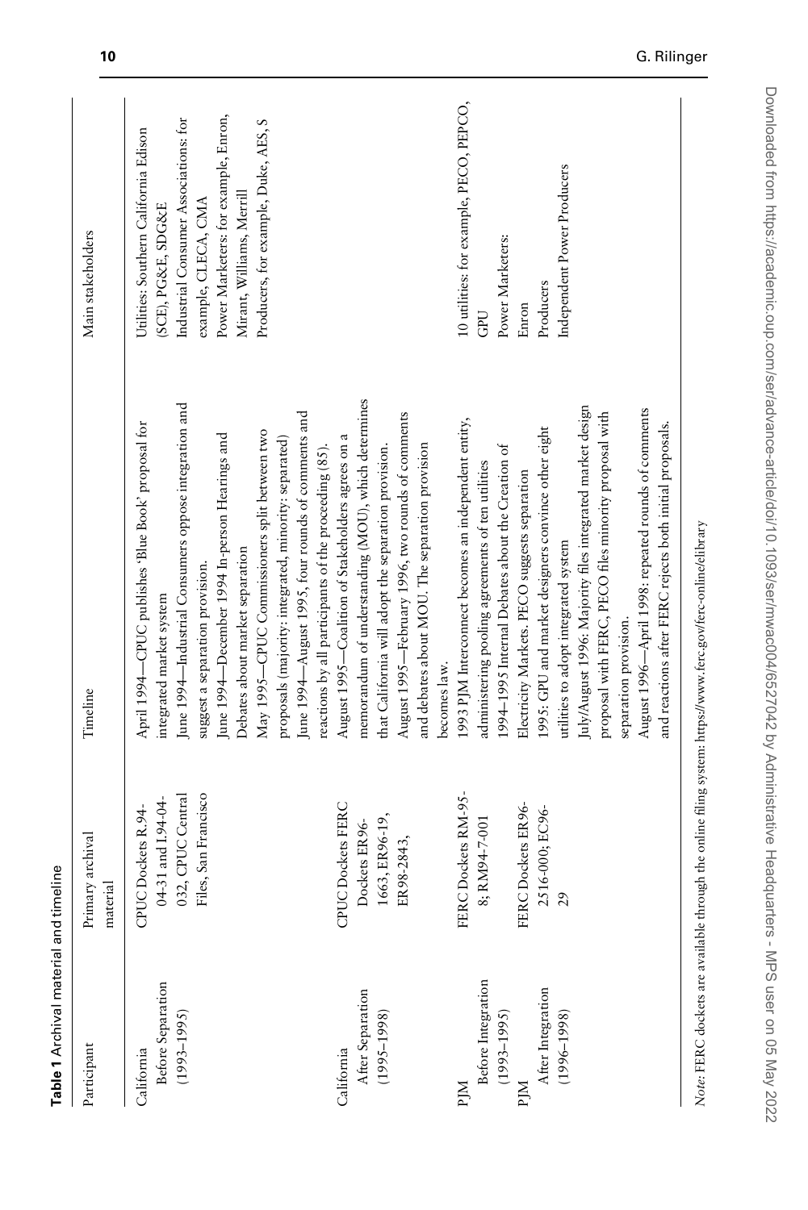**Table 1** Archival material and timeline

| Participant | Primary archival material | Timeline | Main stakeholders |
|---|---|---|---|
| California<br>Before Separation<br>(1993–1995) | CPUC Dockets R.94-04-31 and I.94-04-032, CPUC Central Files, San Francisco | April 1994—CPUC publishes 'Blue Book' proposal for integrated market system<br>June 1994—Industrial Consumers oppose integration and suggest a separation provision.<br>June 1994—December 1994 In-person Hearings and Debates about market separation<br>May 1995—CPUC Commissioners split between two proposals (majority: integrated, minority: separated)<br>June 1994—August 1995, four rounds of comments and reactions by all participants of the proceeding (85). | Utilities: Southern California Edison (SCE), PG&E, SDG&E<br>Industrial Consumer Associations: for example, CLECA, CMA<br>Power Marketers: for example, Enron, Mirant, Williams, Merrill<br>Producers, for example, Duke, AES, S |
| California<br>After Separation<br>(1995–1998) | CPUC Dockets FERC Dockets ER96-1663, ER96-19, ER98-2843, | August 1995—Coalition of Stakeholders agrees on a memorandum of understanding (MOU), which determines that California will adopt the separation provision.<br>August 1995—February 1996, two rounds of comments and debates about MOU. The separation provision becomes law. | |
| PJM<br>Before Integration<br>(1993–1995) | FERC Dockets RM-95-8; RM94-7-001 | 1993 PJM Interconnect becomes an independent entity, administering pooling agreements of ten utilities<br>1994–1995 Internal Debates about the Creation of Electricity Markets. PECO suggests separation | 10 utilities: for example, PECO, PEPCO, GPU<br>Power Marketers:<br>Enron<br>Producers<br>Independent Power Producers |
| PJM<br>After Integration<br>(1996–1998) | FERC Dockets ER96-2516-000; EC96-29 | 1995: GPU and market designers convince other eight utilities to adopt integrated system<br>July/August 1996: Majority files integrated market design proposal with FERC, PECO files minority proposal with separation provision.<br>August 1996—April 1998: repeated rounds of comments and reactions after FERC rejects both initial proposals. | |

*Note*: FERC dockets are available through the online filing system: https://www.ferc.gov/ferc-online/elibrary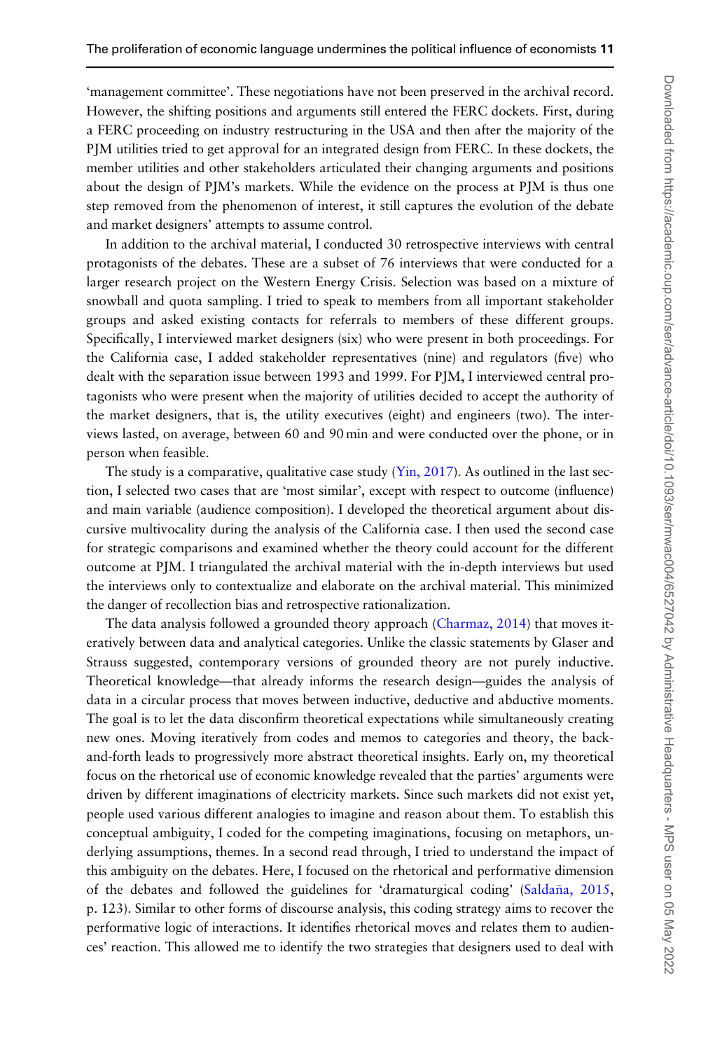'management committee'. These negotiations have not been preserved in the archival record. However, the shifting positions and arguments still entered the FERC dockets. First, during a FERC proceeding on industry restructuring in the USA and then after the majority of the PJM utilities tried to get approval for an integrated design from FERC. In these dockets, the member utilities and other stakeholders articulated their changing arguments and positions about the design of PJM's markets. While the evidence on the process at PJM is thus one step removed from the phenomenon of interest, it still captures the evolution of the debate and market designers' attempts to assume control.

In addition to the archival material, I conducted 30 retrospective interviews with central protagonists of the debates. These are a subset of 76 interviews that were conducted for a larger research project on the Western Energy Crisis. Selection was based on a mixture of snowball and quota sampling. I tried to speak to members from all important stakeholder groups and asked existing contacts for referrals to members of these different groups. Specifically, I interviewed market designers (six) who were present in both proceedings. For the California case, I added stakeholder representatives (nine) and regulators (five) who dealt with the separation issue between 1993 and 1999. For PJM, I interviewed central protagonists who were present when the majority of utilities decided to accept the authority of the market designers, that is, the utility executives (eight) and engineers (two). The interviews lasted, on average, between 60 and 90 min and were conducted over the phone, or in person when feasible.

The study is a comparative, qualitative case study (Yin, 2017). As outlined in the last section, I selected two cases that are 'most similar', except with respect to outcome (influence) and main variable (audience composition). I developed the theoretical argument about discursive multivocality during the analysis of the California case. I then used the second case for strategic comparisons and examined whether the theory could account for the different outcome at PJM. I triangulated the archival material with the in-depth interviews but used the interviews only to contextualize and elaborate on the archival material. This minimized the danger of recollection bias and retrospective rationalization.

The data analysis followed a grounded theory approach (Charmaz, 2014) that moves iteratively between data and analytical categories. Unlike the classic statements by Glaser and Strauss suggested, contemporary versions of grounded theory are not purely inductive. Theoretical knowledge—that already informs the research design—guides the analysis of data in a circular process that moves between inductive, deductive and abductive moments. The goal is to let the data disconfirm theoretical expectations while simultaneously creating new ones. Moving iteratively from codes and memos to categories and theory, the back-and-forth leads to progressively more abstract theoretical insights. Early on, my theoretical focus on the rhetorical use of economic knowledge revealed that the parties' arguments were driven by different imaginations of electricity markets. Since such markets did not exist yet, people used various different analogies to imagine and reason about them. To establish this conceptual ambiguity, I coded for the competing imaginations, focusing on metaphors, underlying assumptions, themes. In a second read through, I tried to understand the impact of this ambiguity on the debates. Here, I focused on the rhetorical and performative dimension of the debates and followed the guidelines for 'dramaturgical coding' (Saldaña, 2015, p. 123). Similar to other forms of discourse analysis, this coding strategy aims to recover the performative logic of interactions. It identifies rhetorical moves and relates them to audiences' reaction. This allowed me to identify the two strategies that designers used to deal with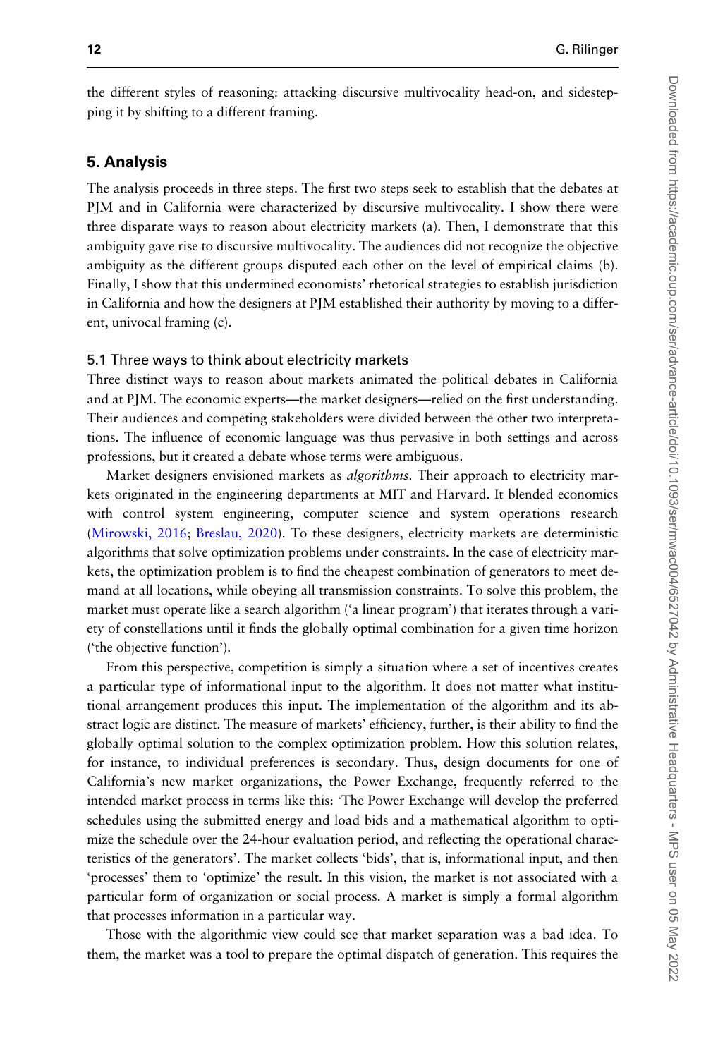the different styles of reasoning: attacking discursive multivocality head-on, and sidestepping it by shifting to a different framing.

## 5. Analysis

The analysis proceeds in three steps. The first two steps seek to establish that the debates at PJM and in California were characterized by discursive multivocality. I show there were three disparate ways to reason about electricity markets (a). Then, I demonstrate that this ambiguity gave rise to discursive multivocality. The audiences did not recognize the objective ambiguity as the different groups disputed each other on the level of empirical claims (b). Finally, I show that this undermined economists' rhetorical strategies to establish jurisdiction in California and how the designers at PJM established their authority by moving to a different, univocal framing (c).

### 5.1 Three ways to think about electricity markets

Three distinct ways to reason about markets animated the political debates in California and at PJM. The economic experts—the market designers—relied on the first understanding. Their audiences and competing stakeholders were divided between the other two interpretations. The influence of economic language was thus pervasive in both settings and across professions, but it created a debate whose terms were ambiguous.

Market designers envisioned markets as *algorithms*. Their approach to electricity markets originated in the engineering departments at MIT and Harvard. It blended economics with control system engineering, computer science and system operations research (Mirowski, 2016; Breslau, 2020). To these designers, electricity markets are deterministic algorithms that solve optimization problems under constraints. In the case of electricity markets, the optimization problem is to find the cheapest combination of generators to meet demand at all locations, while obeying all transmission constraints. To solve this problem, the market must operate like a search algorithm ('a linear program') that iterates through a variety of constellations until it finds the globally optimal combination for a given time horizon ('the objective function').

From this perspective, competition is simply a situation where a set of incentives creates a particular type of informational input to the algorithm. It does not matter what institutional arrangement produces this input. The implementation of the algorithm and its abstract logic are distinct. The measure of markets' efficiency, further, is their ability to find the globally optimal solution to the complex optimization problem. How this solution relates, for instance, to individual preferences is secondary. Thus, design documents for one of California's new market organizations, the Power Exchange, frequently referred to the intended market process in terms like this: 'The Power Exchange will develop the preferred schedules using the submitted energy and load bids and a mathematical algorithm to optimize the schedule over the 24-hour evaluation period, and reflecting the operational characteristics of the generators'. The market collects 'bids', that is, informational input, and then 'processes' them to 'optimize' the result. In this vision, the market is not associated with a particular form of organization or social process. A market is simply a formal algorithm that processes information in a particular way.

Those with the algorithmic view could see that market separation was a bad idea. To them, the market was a tool to prepare the optimal dispatch of generation. This requires the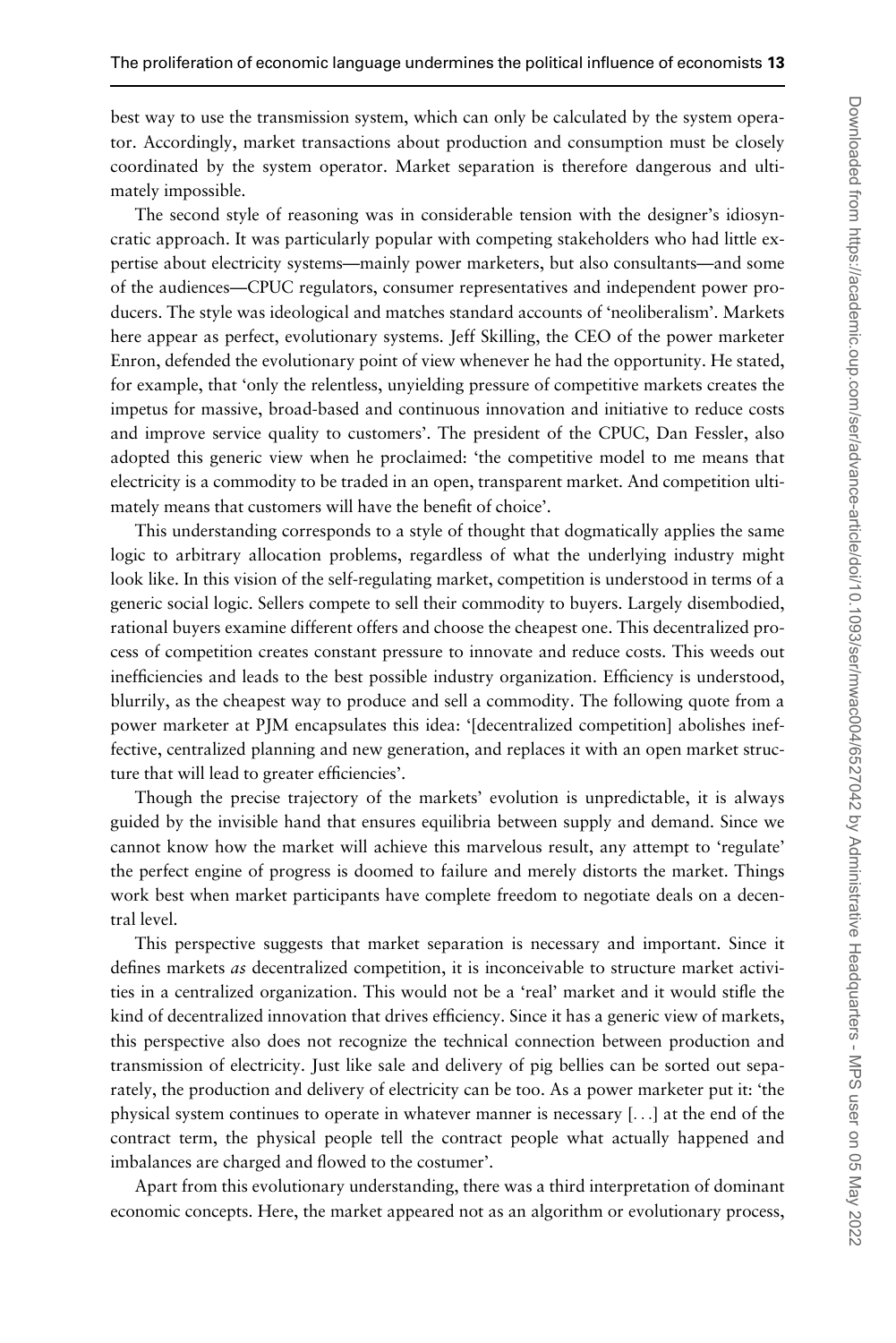best way to use the transmission system, which can only be calculated by the system operator. Accordingly, market transactions about production and consumption must be closely coordinated by the system operator. Market separation is therefore dangerous and ultimately impossible.

The second style of reasoning was in considerable tension with the designer's idiosyncratic approach. It was particularly popular with competing stakeholders who had little expertise about electricity systems—mainly power marketers, but also consultants—and some of the audiences—CPUC regulators, consumer representatives and independent power producers. The style was ideological and matches standard accounts of 'neoliberalism'. Markets here appear as perfect, evolutionary systems. Jeff Skilling, the CEO of the power marketer Enron, defended the evolutionary point of view whenever he had the opportunity. He stated, for example, that 'only the relentless, unyielding pressure of competitive markets creates the impetus for massive, broad-based and continuous innovation and initiative to reduce costs and improve service quality to customers'. The president of the CPUC, Dan Fessler, also adopted this generic view when he proclaimed: 'the competitive model to me means that electricity is a commodity to be traded in an open, transparent market. And competition ultimately means that customers will have the benefit of choice'.

This understanding corresponds to a style of thought that dogmatically applies the same logic to arbitrary allocation problems, regardless of what the underlying industry might look like. In this vision of the self-regulating market, competition is understood in terms of a generic social logic. Sellers compete to sell their commodity to buyers. Largely disembodied, rational buyers examine different offers and choose the cheapest one. This decentralized process of competition creates constant pressure to innovate and reduce costs. This weeds out inefficiencies and leads to the best possible industry organization. Efficiency is understood, blurrily, as the cheapest way to produce and sell a commodity. The following quote from a power marketer at PJM encapsulates this idea: '[decentralized competition] abolishes ineffective, centralized planning and new generation, and replaces it with an open market structure that will lead to greater efficiencies'.

Though the precise trajectory of the markets' evolution is unpredictable, it is always guided by the invisible hand that ensures equilibria between supply and demand. Since we cannot know how the market will achieve this marvelous result, any attempt to 'regulate' the perfect engine of progress is doomed to failure and merely distorts the market. Things work best when market participants have complete freedom to negotiate deals on a decentral level.

This perspective suggests that market separation is necessary and important. Since it defines markets *as* decentralized competition, it is inconceivable to structure market activities in a centralized organization. This would not be a 'real' market and it would stifle the kind of decentralized innovation that drives efficiency. Since it has a generic view of markets, this perspective also does not recognize the technical connection between production and transmission of electricity. Just like sale and delivery of pig bellies can be sorted out separately, the production and delivery of electricity can be too. As a power marketer put it: 'the physical system continues to operate in whatever manner is necessary [...] at the end of the contract term, the physical people tell the contract people what actually happened and imbalances are charged and flowed to the costumer'.

Apart from this evolutionary understanding, there was a third interpretation of dominant economic concepts. Here, the market appeared not as an algorithm or evolutionary process,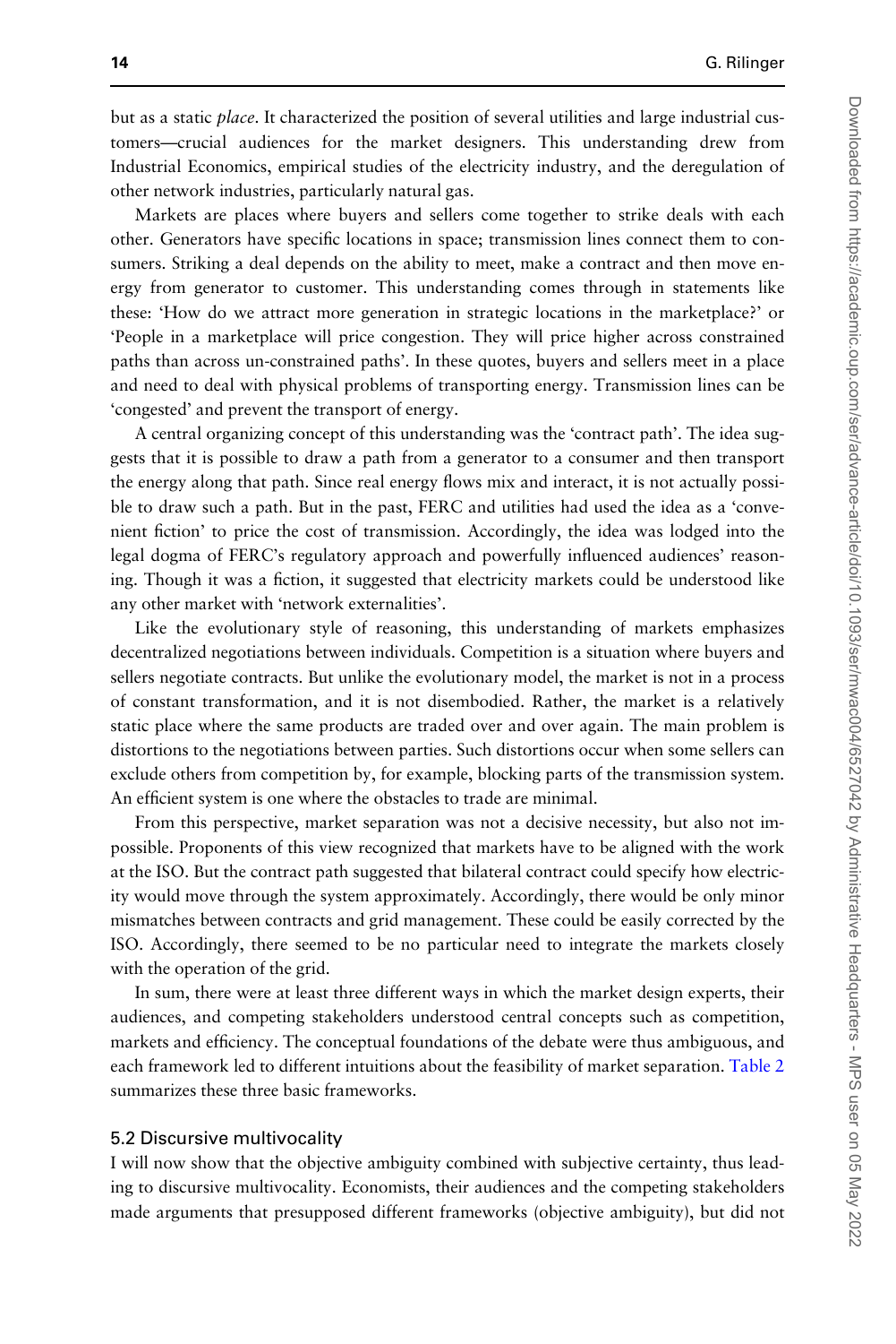but as a static *place*. It characterized the position of several utilities and large industrial customers—crucial audiences for the market designers. This understanding drew from Industrial Economics, empirical studies of the electricity industry, and the deregulation of other network industries, particularly natural gas.

Markets are places where buyers and sellers come together to strike deals with each other. Generators have specific locations in space; transmission lines connect them to consumers. Striking a deal depends on the ability to meet, make a contract and then move energy from generator to customer. This understanding comes through in statements like these: 'How do we attract more generation in strategic locations in the marketplace?' or 'People in a marketplace will price congestion. They will price higher across constrained paths than across un-constrained paths'. In these quotes, buyers and sellers meet in a place and need to deal with physical problems of transporting energy. Transmission lines can be 'congested' and prevent the transport of energy.

A central organizing concept of this understanding was the 'contract path'. The idea suggests that it is possible to draw a path from a generator to a consumer and then transport the energy along that path. Since real energy flows mix and interact, it is not actually possible to draw such a path. But in the past, FERC and utilities had used the idea as a 'convenient fiction' to price the cost of transmission. Accordingly, the idea was lodged into the legal dogma of FERC's regulatory approach and powerfully influenced audiences' reasoning. Though it was a fiction, it suggested that electricity markets could be understood like any other market with 'network externalities'.

Like the evolutionary style of reasoning, this understanding of markets emphasizes decentralized negotiations between individuals. Competition is a situation where buyers and sellers negotiate contracts. But unlike the evolutionary model, the market is not in a process of constant transformation, and it is not disembodied. Rather, the market is a relatively static place where the same products are traded over and over again. The main problem is distortions to the negotiations between parties. Such distortions occur when some sellers can exclude others from competition by, for example, blocking parts of the transmission system. An efficient system is one where the obstacles to trade are minimal.

From this perspective, market separation was not a decisive necessity, but also not impossible. Proponents of this view recognized that markets have to be aligned with the work at the ISO. But the contract path suggested that bilateral contract could specify how electricity would move through the system approximately. Accordingly, there would be only minor mismatches between contracts and grid management. These could be easily corrected by the ISO. Accordingly, there seemed to be no particular need to integrate the markets closely with the operation of the grid.

In sum, there were at least three different ways in which the market design experts, their audiences, and competing stakeholders understood central concepts such as competition, markets and efficiency. The conceptual foundations of the debate were thus ambiguous, and each framework led to different intuitions about the feasibility of market separation. Table 2 summarizes these three basic frameworks.

### 5.2 Discursive multivocality

I will now show that the objective ambiguity combined with subjective certainty, thus leading to discursive multivocality. Economists, their audiences and the competing stakeholders made arguments that presupposed different frameworks (objective ambiguity), but did not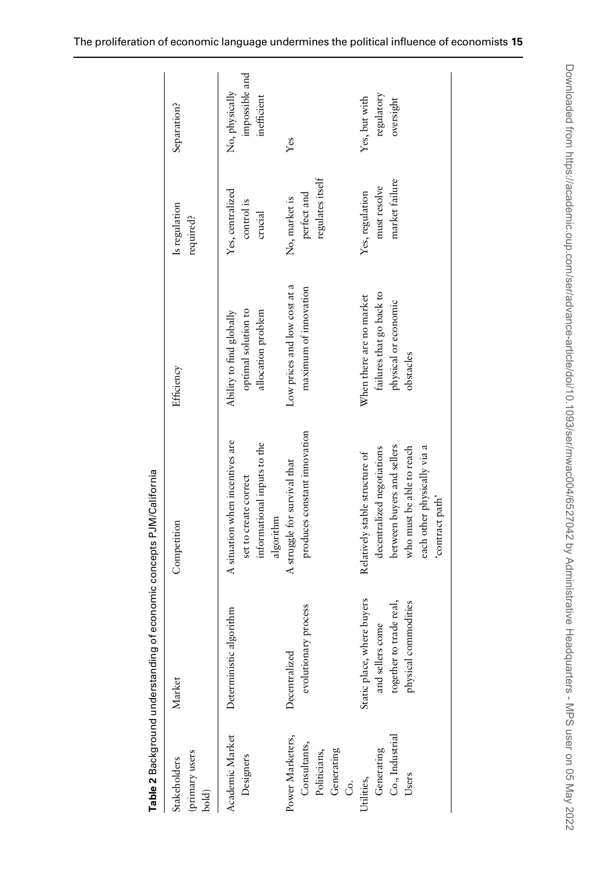**Table 2** Background understanding of economic concepts PJM/California

| Stakeholders (primary users bold) | Market | Competition | Efficiency | Is regulation required? | Separation? |
|---|---|---|---|---|---|
| Academic Market Designers | Deterministic algorithm | A situation when incentives are set to create correct informational inputs to the algorithm | Ability to find globally optimal solution to allocation problem | Yes, centralized control is crucial | No, physically impossible and inefficient |
| Power Marketers, Consultants, Politicians, Generating Co. | Decentralized evolutionary process | A struggle for survival that produces constant innovation | Low prices and low cost at a maximum of innovation | No, market is perfect and regulates itself | Yes |
| Utilities, Generating Co., Industrial Users | Static place, where buyers and sellers come together to trade real, physical commodities | Relatively stable structure of decentralized negotiations between buyers and sellers who must be able to reach each other physically via a 'contract path' | When there are no market failures that go back to physical or economic obstacles | Yes, regulation must resolve market failure | Yes, but with regulatory oversight |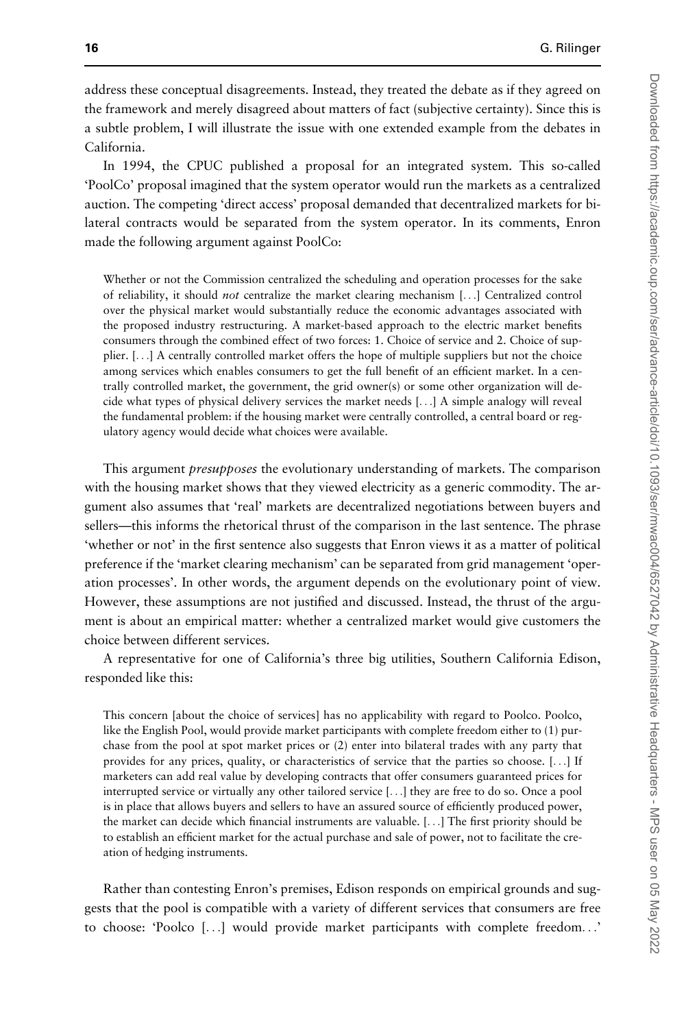address these conceptual disagreements. Instead, they treated the debate as if they agreed on the framework and merely disagreed about matters of fact (subjective certainty). Since this is a subtle problem, I will illustrate the issue with one extended example from the debates in California.

In 1994, the CPUC published a proposal for an integrated system. This so-called 'PoolCo' proposal imagined that the system operator would run the markets as a centralized auction. The competing 'direct access' proposal demanded that decentralized markets for bilateral contracts would be separated from the system operator. In its comments, Enron made the following argument against PoolCo:

> Whether or not the Commission centralized the scheduling and operation processes for the sake of reliability, it should *not* centralize the market clearing mechanism [...] Centralized control over the physical market would substantially reduce the economic advantages associated with the proposed industry restructuring. A market-based approach to the electric market benefits consumers through the combined effect of two forces: 1. Choice of service and 2. Choice of supplier. [...] A centrally controlled market offers the hope of multiple suppliers but not the choice among services which enables consumers to get the full benefit of an efficient market. In a centrally controlled market, the government, the grid owner(s) or some other organization will decide what types of physical delivery services the market needs [...] A simple analogy will reveal the fundamental problem: if the housing market were centrally controlled, a central board or regulatory agency would decide what choices were available.

This argument *presupposes* the evolutionary understanding of markets. The comparison with the housing market shows that they viewed electricity as a generic commodity. The argument also assumes that 'real' markets are decentralized negotiations between buyers and sellers—this informs the rhetorical thrust of the comparison in the last sentence. The phrase 'whether or not' in the first sentence also suggests that Enron views it as a matter of political preference if the 'market clearing mechanism' can be separated from grid management 'operation processes'. In other words, the argument depends on the evolutionary point of view. However, these assumptions are not justified and discussed. Instead, the thrust of the argument is about an empirical matter: whether a centralized market would give customers the choice between different services.

A representative for one of California's three big utilities, Southern California Edison, responded like this:

> This concern [about the choice of services] has no applicability with regard to Poolco. Poolco, like the English Pool, would provide market participants with complete freedom either to (1) purchase from the pool at spot market prices or (2) enter into bilateral trades with any party that provides for any prices, quality, or characteristics of service that the parties so choose. [...] If marketers can add real value by developing contracts that offer consumers guaranteed prices for interrupted service or virtually any other tailored service [...] they are free to do so. Once a pool is in place that allows buyers and sellers to have an assured source of efficiently produced power, the market can decide which financial instruments are valuable. [...] The first priority should be to establish an efficient market for the actual purchase and sale of power, not to facilitate the creation of hedging instruments.

Rather than contesting Enron's premises, Edison responds on empirical grounds and suggests that the pool is compatible with a variety of different services that consumers are free to choose: 'Poolco [...] would provide market participants with complete freedom...'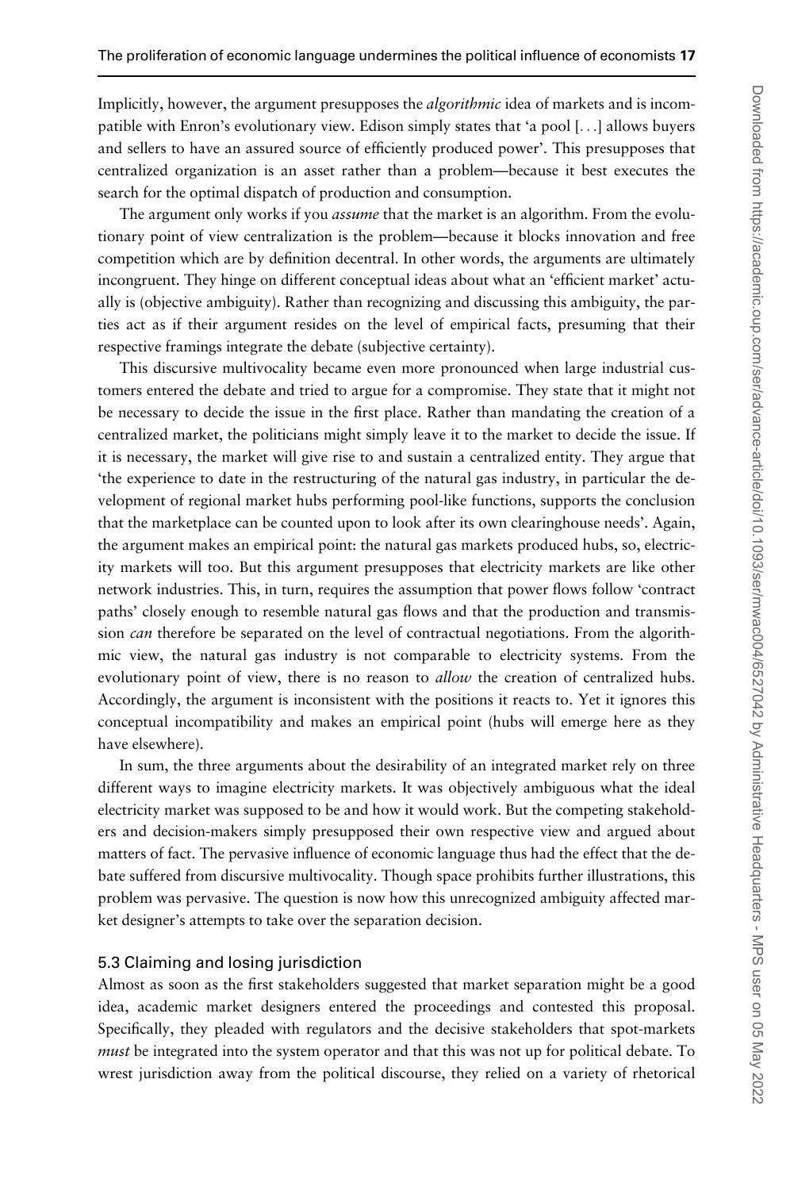Implicitly, however, the argument presupposes the *algorithmic* idea of markets and is incompatible with Enron's evolutionary view. Edison simply states that 'a pool [...] allows buyers and sellers to have an assured source of efficiently produced power'. This presupposes that centralized organization is an asset rather than a problem—because it best executes the search for the optimal dispatch of production and consumption.

The argument only works if you *assume* that the market is an algorithm. From the evolutionary point of view centralization is the problem—because it blocks innovation and free competition which are by definition decentral. In other words, the arguments are ultimately incongruent. They hinge on different conceptual ideas about what an 'efficient market' actually is (objective ambiguity). Rather than recognizing and discussing this ambiguity, the parties act as if their argument resides on the level of empirical facts, presuming that their respective framings integrate the debate (subjective certainty).

This discursive multivocality became even more pronounced when large industrial customers entered the debate and tried to argue for a compromise. They state that it might not be necessary to decide the issue in the first place. Rather than mandating the creation of a centralized market, the politicians might simply leave it to the market to decide the issue. If it is necessary, the market will give rise to and sustain a centralized entity. They argue that 'the experience to date in the restructuring of the natural gas industry, in particular the development of regional market hubs performing pool-like functions, supports the conclusion that the marketplace can be counted upon to look after its own clearinghouse needs'. Again, the argument makes an empirical point: the natural gas markets produced hubs, so, electricity markets will too. But this argument presupposes that electricity markets are like other network industries. This, in turn, requires the assumption that power flows follow 'contract paths' closely enough to resemble natural gas flows and that the production and transmission *can* therefore be separated on the level of contractual negotiations. From the algorithmic view, the natural gas industry is not comparable to electricity systems. From the evolutionary point of view, there is no reason to *allow* the creation of centralized hubs. Accordingly, the argument is inconsistent with the positions it reacts to. Yet it ignores this conceptual incompatibility and makes an empirical point (hubs will emerge here as they have elsewhere).

In sum, the three arguments about the desirability of an integrated market rely on three different ways to imagine electricity markets. It was objectively ambiguous what the ideal electricity market was supposed to be and how it would work. But the competing stakeholders and decision-makers simply presupposed their own respective view and argued about matters of fact. The pervasive influence of economic language thus had the effect that the debate suffered from discursive multivocality. Though space prohibits further illustrations, this problem was pervasive. The question is now how this unrecognized ambiguity affected market designer's attempts to take over the separation decision.

### 5.3 Claiming and losing jurisdiction

Almost as soon as the first stakeholders suggested that market separation might be a good idea, academic market designers entered the proceedings and contested this proposal. Specifically, they pleaded with regulators and the decisive stakeholders that spot-markets *must* be integrated into the system operator and that this was not up for political debate. To wrest jurisdiction away from the political discourse, they relied on a variety of rhetorical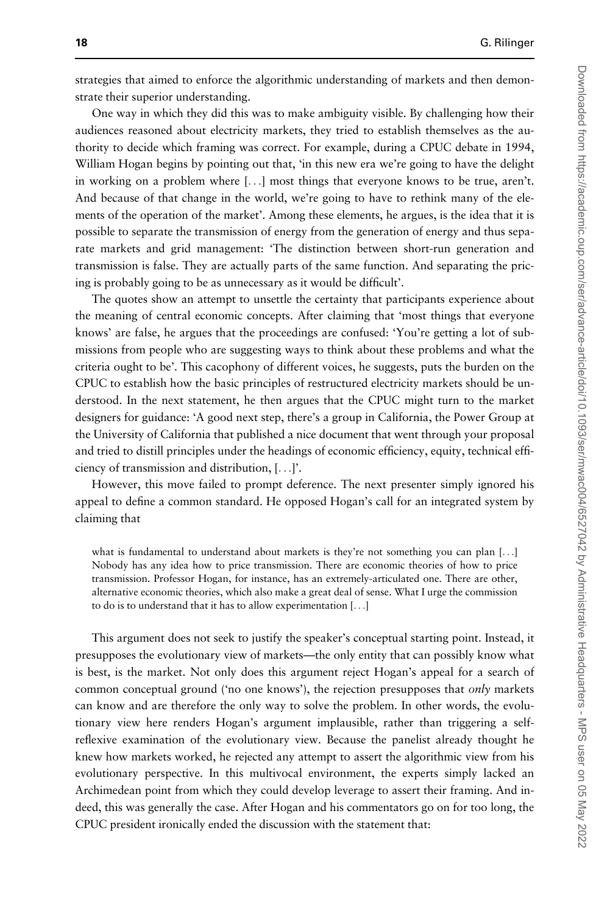strategies that aimed to enforce the algorithmic understanding of markets and then demonstrate their superior understanding.

One way in which they did this was to make ambiguity visible. By challenging how their audiences reasoned about electricity markets, they tried to establish themselves as the authority to decide which framing was correct. For example, during a CPUC debate in 1994, William Hogan begins by pointing out that, 'in this new era we're going to have the delight in working on a problem where [. . .] most things that everyone knows to be true, aren't. And because of that change in the world, we're going to have to rethink many of the elements of the operation of the market'. Among these elements, he argues, is the idea that it is possible to separate the transmission of energy from the generation of energy and thus separate markets and grid management: 'The distinction between short-run generation and transmission is false. They are actually parts of the same function. And separating the pricing is probably going to be as unnecessary as it would be difficult'.

The quotes show an attempt to unsettle the certainty that participants experience about the meaning of central economic concepts. After claiming that 'most things that everyone knows' are false, he argues that the proceedings are confused: 'You're getting a lot of submissions from people who are suggesting ways to think about these problems and what the criteria ought to be'. This cacophony of different voices, he suggests, puts the burden on the CPUC to establish how the basic principles of restructured electricity markets should be understood. In the next statement, he then argues that the CPUC might turn to the market designers for guidance: 'A good next step, there's a group in California, the Power Group at the University of California that published a nice document that went through your proposal and tried to distill principles under the headings of economic efficiency, equity, technical efficiency of transmission and distribution, [. . .]'.

However, this move failed to prompt deference. The next presenter simply ignored his appeal to define a common standard. He opposed Hogan's call for an integrated system by claiming that

> what is fundamental to understand about markets is they're not something you can plan [. . .] Nobody has any idea how to price transmission. There are economic theories of how to price transmission. Professor Hogan, for instance, has an extremely-articulated one. There are other, alternative economic theories, which also make a great deal of sense. What I urge the commission to do is to understand that it has to allow experimentation [. . .]

This argument does not seek to justify the speaker's conceptual starting point. Instead, it presupposes the evolutionary view of markets—the only entity that can possibly know what is best, is the market. Not only does this argument reject Hogan's appeal for a search of common conceptual ground ('no one knows'), the rejection presupposes that *only* markets can know and are therefore the only way to solve the problem. In other words, the evolutionary view here renders Hogan's argument implausible, rather than triggering a self-reflexive examination of the evolutionary view. Because the panelist already thought he knew how markets worked, he rejected any attempt to assert the algorithmic view from his evolutionary perspective. In this multivocal environment, the experts simply lacked an Archimedean point from which they could develop leverage to assert their framing. And indeed, this was generally the case. After Hogan and his commentators go on for too long, the CPUC president ironically ended the discussion with the statement that: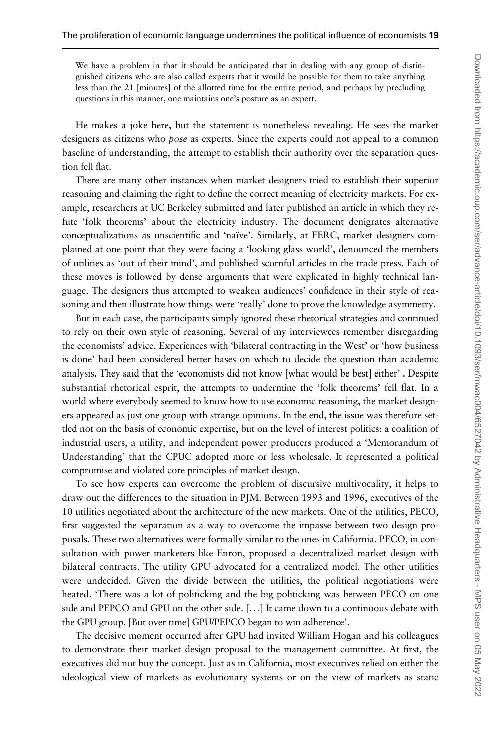> We have a problem in that it should be anticipated that in dealing with any group of distinguished citizens who are also called experts that it would be possible for them to take anything less than the 21 [minutes] of the allotted time for the entire period, and perhaps by precluding questions in this manner, one maintains one's posture as an expert.

He makes a joke here, but the statement is nonetheless revealing. He sees the market designers as citizens who *pose* as experts. Since the experts could not appeal to a common baseline of understanding, the attempt to establish their authority over the separation question fell flat.

There are many other instances when market designers tried to establish their superior reasoning and claiming the right to define the correct meaning of electricity markets. For example, researchers at UC Berkeley submitted and later published an article in which they refute 'folk theorems' about the electricity industry. The document denigrates alternative conceptualizations as unscientific and 'naïve'. Similarly, at FERC, market designers complained at one point that they were facing a 'looking glass world', denounced the members of utilities as 'out of their mind', and published scornful articles in the trade press. Each of these moves is followed by dense arguments that were explicated in highly technical language. The designers thus attempted to weaken audiences' confidence in their style of reasoning and then illustrate how things were 'really' done to prove the knowledge asymmetry.

But in each case, the participants simply ignored these rhetorical strategies and continued to rely on their own style of reasoning. Several of my interviewees remember disregarding the economists' advice. Experiences with 'bilateral contracting in the West' or 'how business is done' had been considered better bases on which to decide the question than academic analysis. They said that the 'economists did not know [what would be best] either' . Despite substantial rhetorical esprit, the attempts to undermine the 'folk theorems' fell flat. In a world where everybody seemed to know how to use economic reasoning, the market designers appeared as just one group with strange opinions. In the end, the issue was therefore settled not on the basis of economic expertise, but on the level of interest politics: a coalition of industrial users, a utility, and independent power producers produced a 'Memorandum of Understanding' that the CPUC adopted more or less wholesale. It represented a political compromise and violated core principles of market design.

To see how experts can overcome the problem of discursive multivocality, it helps to draw out the differences to the situation in PJM. Between 1993 and 1996, executives of the 10 utilities negotiated about the architecture of the new markets. One of the utilities, PECO, first suggested the separation as a way to overcome the impasse between two design proposals. These two alternatives were formally similar to the ones in California. PECO, in consultation with power marketers like Enron, proposed a decentralized market design with bilateral contracts. The utility GPU advocated for a centralized model. The other utilities were undecided. Given the divide between the utilities, the political negotiations were heated. 'There was a lot of politicking and the big politicking was between PECO on one side and PEPCO and GPU on the other side. [...] It came down to a continuous debate with the GPU group. [But over time] GPU/PEPCO began to win adherence'.

The decisive moment occurred after GPU had invited William Hogan and his colleagues to demonstrate their market design proposal to the management committee. At first, the executives did not buy the concept. Just as in California, most executives relied on either the ideological view of markets as evolutionary systems or on the view of markets as static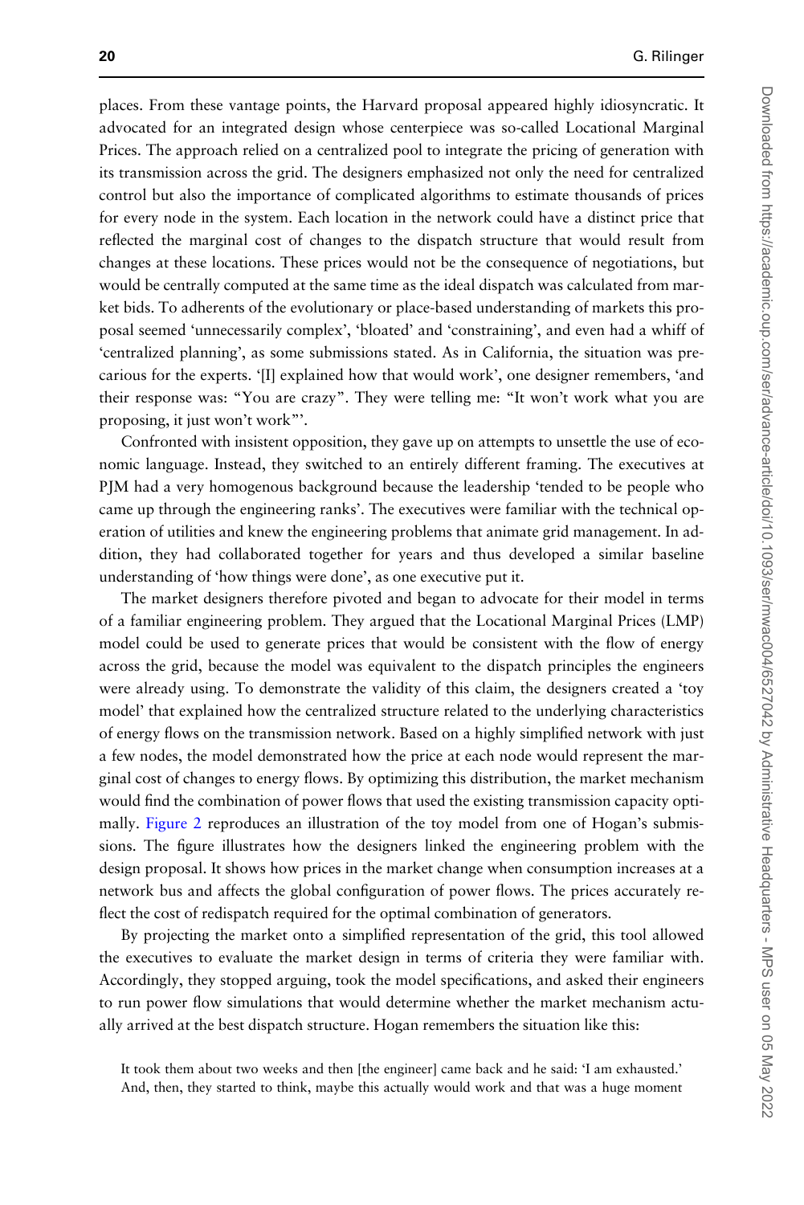places. From these vantage points, the Harvard proposal appeared highly idiosyncratic. It advocated for an integrated design whose centerpiece was so-called Locational Marginal Prices. The approach relied on a centralized pool to integrate the pricing of generation with its transmission across the grid. The designers emphasized not only the need for centralized control but also the importance of complicated algorithms to estimate thousands of prices for every node in the system. Each location in the network could have a distinct price that reflected the marginal cost of changes to the dispatch structure that would result from changes at these locations. These prices would not be the consequence of negotiations, but would be centrally computed at the same time as the ideal dispatch was calculated from market bids. To adherents of the evolutionary or place-based understanding of markets this proposal seemed 'unnecessarily complex', 'bloated' and 'constraining', and even had a whiff of 'centralized planning', as some submissions stated. As in California, the situation was precarious for the experts. '[I] explained how that would work', one designer remembers, 'and their response was: "You are crazy". They were telling me: "It won't work what you are proposing, it just won't work"'.

Confronted with insistent opposition, they gave up on attempts to unsettle the use of economic language. Instead, they switched to an entirely different framing. The executives at PJM had a very homogenous background because the leadership 'tended to be people who came up through the engineering ranks'. The executives were familiar with the technical operation of utilities and knew the engineering problems that animate grid management. In addition, they had collaborated together for years and thus developed a similar baseline understanding of 'how things were done', as one executive put it.

The market designers therefore pivoted and began to advocate for their model in terms of a familiar engineering problem. They argued that the Locational Marginal Prices (LMP) model could be used to generate prices that would be consistent with the flow of energy across the grid, because the model was equivalent to the dispatch principles the engineers were already using. To demonstrate the validity of this claim, the designers created a 'toy model' that explained how the centralized structure related to the underlying characteristics of energy flows on the transmission network. Based on a highly simplified network with just a few nodes, the model demonstrated how the price at each node would represent the marginal cost of changes to energy flows. By optimizing this distribution, the market mechanism would find the combination of power flows that used the existing transmission capacity optimally. Figure 2 reproduces an illustration of the toy model from one of Hogan's submissions. The figure illustrates how the designers linked the engineering problem with the design proposal. It shows how prices in the market change when consumption increases at a network bus and affects the global configuration of power flows. The prices accurately reflect the cost of redispatch required for the optimal combination of generators.

By projecting the market onto a simplified representation of the grid, this tool allowed the executives to evaluate the market design in terms of criteria they were familiar with. Accordingly, they stopped arguing, took the model specifications, and asked their engineers to run power flow simulations that would determine whether the market mechanism actually arrived at the best dispatch structure. Hogan remembers the situation like this:

> It took them about two weeks and then [the engineer] came back and he said: 'I am exhausted.' And, then, they started to think, maybe this actually would work and that was a huge moment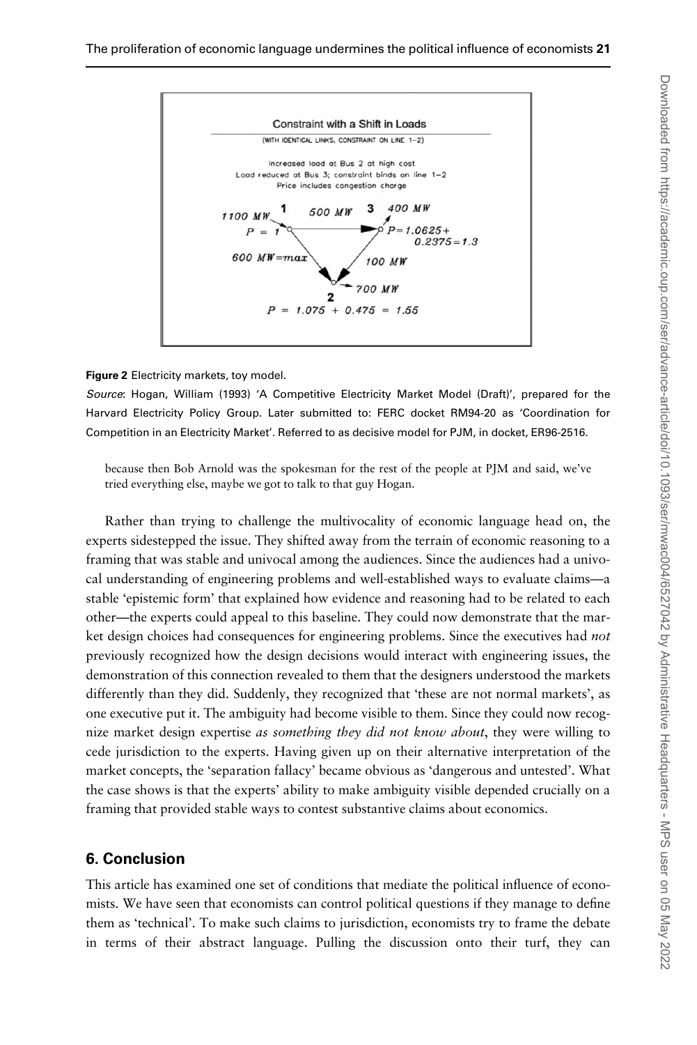Constraint with a Shift in Loads

(WITH IDENTICAL LINKS, CONSTRAINT ON LINE 1–2)

Increased load at Bus 2 at high cost
Load reduced at Bus 3; constraint binds on line 1–2
Price includes congestion charge

1100 MW
1
P = 1
500 MW
3
400 MW
P = 1.0625 + 0.2375 = 1.3
600 MW = max
100 MW
700 MW
2
P = 1.075 + 0.475 = 1.55

**Figure 2** Electricity markets, toy model.

*Source*: Hogan, William (1993) 'A Competitive Electricity Market Model (Draft)', prepared for the Harvard Electricity Policy Group. Later submitted to: FERC docket RM94-20 as 'Coordination for Competition in an Electricity Market'. Referred to as decisive model for PJM, in docket, ER96-2516.

> because then Bob Arnold was the spokesman for the rest of the people at PJM and said, we've tried everything else, maybe we got to talk to that guy Hogan.

Rather than trying to challenge the multivocality of economic language head on, the experts sidestepped the issue. They shifted away from the terrain of economic reasoning to a framing that was stable and univocal among the audiences. Since the audiences had a univocal understanding of engineering problems and well-established ways to evaluate claims—a stable 'epistemic form' that explained how evidence and reasoning had to be related to each other—the experts could appeal to this baseline. They could now demonstrate that the market design choices had consequences for engineering problems. Since the executives had *not* previously recognized how the design decisions would interact with engineering issues, the demonstration of this connection revealed to them that the designers understood the markets differently than they did. Suddenly, they recognized that 'these are not normal markets', as one executive put it. The ambiguity had become visible to them. Since they could now recognize market design expertise *as something they did not know about*, they were willing to cede jurisdiction to the experts. Having given up on their alternative interpretation of the market concepts, the 'separation fallacy' became obvious as 'dangerous and untested'. What the case shows is that the experts' ability to make ambiguity visible depended crucially on a framing that provided stable ways to contest substantive claims about economics.

## 6. Conclusion

This article has examined one set of conditions that mediate the political influence of economists. We have seen that economists can control political questions if they manage to define them as 'technical'. To make such claims to jurisdiction, economists try to frame the debate in terms of their abstract language. Pulling the discussion onto their turf, they can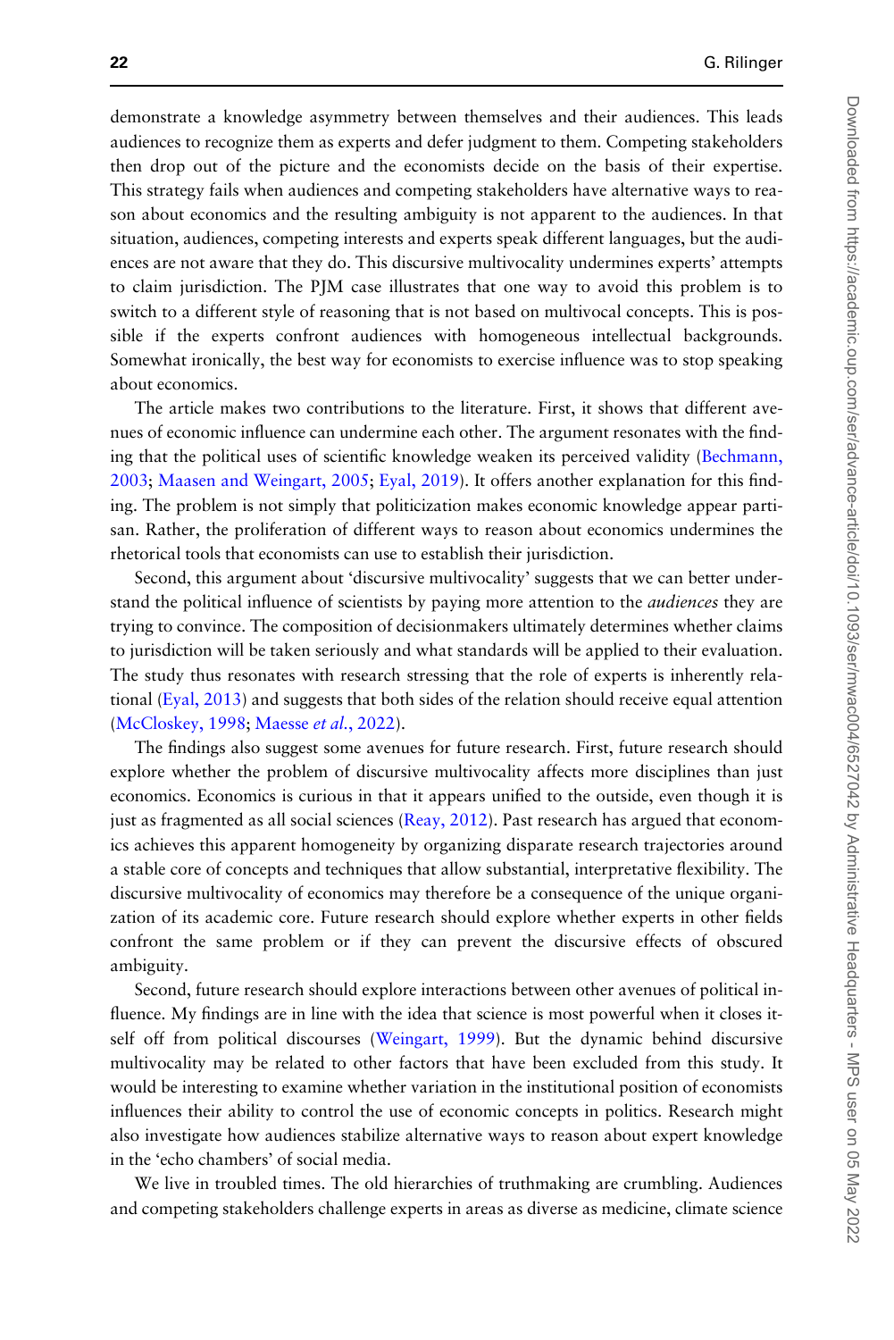demonstrate a knowledge asymmetry between themselves and their audiences. This leads audiences to recognize them as experts and defer judgment to them. Competing stakeholders then drop out of the picture and the economists decide on the basis of their expertise. This strategy fails when audiences and competing stakeholders have alternative ways to reason about economics and the resulting ambiguity is not apparent to the audiences. In that situation, audiences, competing interests and experts speak different languages, but the audiences are not aware that they do. This discursive multivocality undermines experts' attempts to claim jurisdiction. The PJM case illustrates that one way to avoid this problem is to switch to a different style of reasoning that is not based on multivocal concepts. This is possible if the experts confront audiences with homogeneous intellectual backgrounds. Somewhat ironically, the best way for economists to exercise influence was to stop speaking about economics.

The article makes two contributions to the literature. First, it shows that different avenues of economic influence can undermine each other. The argument resonates with the finding that the political uses of scientific knowledge weaken its perceived validity (Bechmann, 2003; Maasen and Weingart, 2005; Eyal, 2019). It offers another explanation for this finding. The problem is not simply that politicization makes economic knowledge appear partisan. Rather, the proliferation of different ways to reason about economics undermines the rhetorical tools that economists can use to establish their jurisdiction.

Second, this argument about 'discursive multivocality' suggests that we can better understand the political influence of scientists by paying more attention to the *audiences* they are trying to convince. The composition of decisionmakers ultimately determines whether claims to jurisdiction will be taken seriously and what standards will be applied to their evaluation. The study thus resonates with research stressing that the role of experts is inherently relational (Eyal, 2013) and suggests that both sides of the relation should receive equal attention (McCloskey, 1998; Maesse *et al.*, 2022).

The findings also suggest some avenues for future research. First, future research should explore whether the problem of discursive multivocality affects more disciplines than just economics. Economics is curious in that it appears unified to the outside, even though it is just as fragmented as all social sciences (Reay, 2012). Past research has argued that economics achieves this apparent homogeneity by organizing disparate research trajectories around a stable core of concepts and techniques that allow substantial, interpretative flexibility. The discursive multivocality of economics may therefore be a consequence of the unique organization of its academic core. Future research should explore whether experts in other fields confront the same problem or if they can prevent the discursive effects of obscured ambiguity.

Second, future research should explore interactions between other avenues of political influence. My findings are in line with the idea that science is most powerful when it closes itself off from political discourses (Weingart, 1999). But the dynamic behind discursive multivocality may be related to other factors that have been excluded from this study. It would be interesting to examine whether variation in the institutional position of economists influences their ability to control the use of economic concepts in politics. Research might also investigate how audiences stabilize alternative ways to reason about expert knowledge in the 'echo chambers' of social media.

We live in troubled times. The old hierarchies of truthmaking are crumbling. Audiences and competing stakeholders challenge experts in areas as diverse as medicine, climate science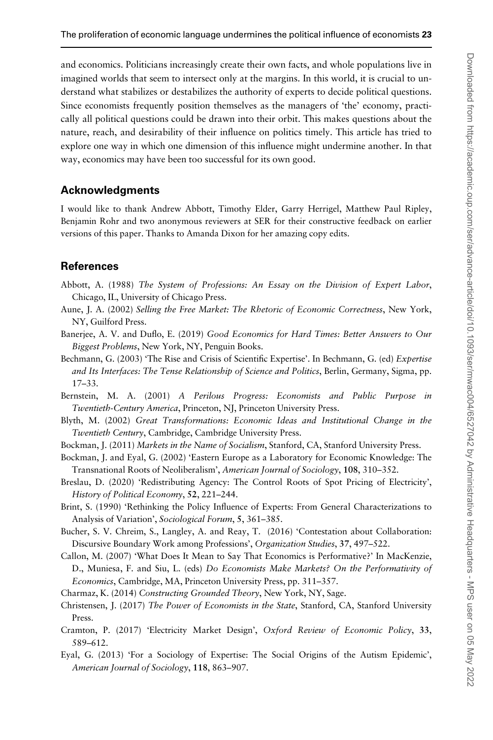and economics. Politicians increasingly create their own facts, and whole populations live in imagined worlds that seem to intersect only at the margins. In this world, it is crucial to understand what stabilizes or destabilizes the authority of experts to decide political questions. Since economists frequently position themselves as the managers of 'the' economy, practically all political questions could be drawn into their orbit. This makes questions about the nature, reach, and desirability of their influence on politics timely. This article has tried to explore one way in which one dimension of this influence might undermine another. In that way, economics may have been too successful for its own good.

## Acknowledgments

I would like to thank Andrew Abbott, Timothy Elder, Garry Herrigel, Matthew Paul Ripley, Benjamin Rohr and two anonymous reviewers at SER for their constructive feedback on earlier versions of this paper. Thanks to Amanda Dixon for her amazing copy edits.

## References

Abbott, A. (1988) *The System of Professions: An Essay on the Division of Expert Labor*, Chicago, IL, University of Chicago Press.

Aune, J. A. (2002) *Selling the Free Market: The Rhetoric of Economic Correctness*, New York, NY, Guilford Press.

Banerjee, A. V. and Duflo, E. (2019) *Good Economics for Hard Times: Better Answers to Our Biggest Problems*, New York, NY, Penguin Books.

Bechmann, G. (2003) 'The Rise and Crisis of Scientific Expertise'. In Bechmann, G. (ed) *Expertise and Its Interfaces: The Tense Relationship of Science and Politics*, Berlin, Germany, Sigma, pp. 17–33.

Bernstein, M. A. (2001) *A Perilous Progress: Economists and Public Purpose in Twentieth-Century America*, Princeton, NJ, Princeton University Press.

Blyth, M. (2002) *Great Transformations: Economic Ideas and Institutional Change in the Twentieth Century*, Cambridge, Cambridge University Press.

Bockman, J. (2011) *Markets in the Name of Socialism*, Stanford, CA, Stanford University Press.

Bockman, J. and Eyal, G. (2002) 'Eastern Europe as a Laboratory for Economic Knowledge: The Transnational Roots of Neoliberalism', *American Journal of Sociology*, **108**, 310–352.

Breslau, D. (2020) 'Redistributing Agency: The Control Roots of Spot Pricing of Electricity', *History of Political Economy*, **52**, 221–244.

Brint, S. (1990) 'Rethinking the Policy Influence of Experts: From General Characterizations to Analysis of Variation', *Sociological Forum*, **5**, 361–385.

Bucher, S. V. Chreim, S., Langley, A. and Reay, T. (2016) 'Contestation about Collaboration: Discursive Boundary Work among Professions', *Organization Studies*, **37**, 497–522.

Callon, M. (2007) 'What Does It Mean to Say That Economics is Performative?' In MacKenzie, D., Muniesa, F. and Siu, L. (eds) *Do Economists Make Markets? On the Performativity of Economics*, Cambridge, MA, Princeton University Press, pp. 311–357.

Charmaz, K. (2014) *Constructing Grounded Theory*, New York, NY, Sage.

Christensen, J. (2017) *The Power of Economists in the State*, Stanford, CA, Stanford University Press.

Cramton, P. (2017) 'Electricity Market Design', *Oxford Review of Economic Policy*, **33**, 589–612.

Eyal, G. (2013) 'For a Sociology of Expertise: The Social Origins of the Autism Epidemic', *American Journal of Sociology*, **118**, 863–907.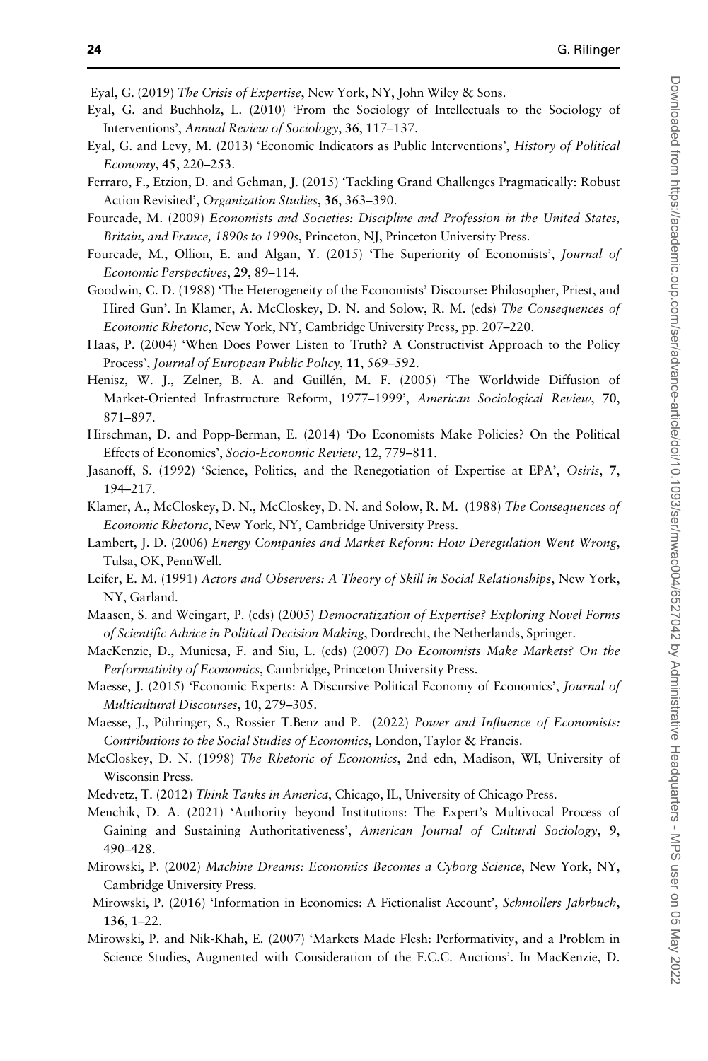Eyal, G. (2019) *The Crisis of Expertise*, New York, NY, John Wiley & Sons.

Eyal, G. and Buchholz, L. (2010) 'From the Sociology of Intellectuals to the Sociology of Interventions', *Annual Review of Sociology*, **36**, 117–137.

Eyal, G. and Levy, M. (2013) 'Economic Indicators as Public Interventions', *History of Political Economy*, **45**, 220–253.

Ferraro, F., Etzion, D. and Gehman, J. (2015) 'Tackling Grand Challenges Pragmatically: Robust Action Revisited', *Organization Studies*, **36**, 363–390.

Fourcade, M. (2009) *Economists and Societies: Discipline and Profession in the United States, Britain, and France, 1890s to 1990s*, Princeton, NJ, Princeton University Press.

Fourcade, M., Ollion, E. and Algan, Y. (2015) 'The Superiority of Economists', *Journal of Economic Perspectives*, **29**, 89–114.

Goodwin, C. D. (1988) 'The Heterogeneity of the Economists' Discourse: Philosopher, Priest, and Hired Gun'. In Klamer, A. McCloskey, D. N. and Solow, R. M. (eds) *The Consequences of Economic Rhetoric*, New York, NY, Cambridge University Press, pp. 207–220.

Haas, P. (2004) 'When Does Power Listen to Truth? A Constructivist Approach to the Policy Process', *Journal of European Public Policy*, **11**, 569–592.

Henisz, W. J., Zelner, B. A. and Guillén, M. F. (2005) 'The Worldwide Diffusion of Market-Oriented Infrastructure Reform, 1977–1999', *American Sociological Review*, **70**, 871–897.

Hirschman, D. and Popp-Berman, E. (2014) 'Do Economists Make Policies? On the Political Effects of Economics', *Socio-Economic Review*, **12**, 779–811.

Jasanoff, S. (1992) 'Science, Politics, and the Renegotiation of Expertise at EPA', *Osiris*, **7**, 194–217.

Klamer, A., McCloskey, D. N., McCloskey, D. N. and Solow, R. M. (1988) *The Consequences of Economic Rhetoric*, New York, NY, Cambridge University Press.

Lambert, J. D. (2006) *Energy Companies and Market Reform: How Deregulation Went Wrong*, Tulsa, OK, PennWell.

Leifer, E. M. (1991) *Actors and Observers: A Theory of Skill in Social Relationships*, New York, NY, Garland.

Maasen, S. and Weingart, P. (eds) (2005) *Democratization of Expertise? Exploring Novel Forms of Scientific Advice in Political Decision Making*, Dordrecht, the Netherlands, Springer.

MacKenzie, D., Muniesa, F. and Siu, L. (eds) (2007) *Do Economists Make Markets? On the Performativity of Economics*, Cambridge, Princeton University Press.

Maesse, J. (2015) 'Economic Experts: A Discursive Political Economy of Economics', *Journal of Multicultural Discourses*, **10**, 279–305.

Maesse, J., Pühringer, S., Rossier T.Benz and P. (2022) *Power and Influence of Economists: Contributions to the Social Studies of Economics*, London, Taylor & Francis.

McCloskey, D. N. (1998) *The Rhetoric of Economics*, 2nd edn, Madison, WI, University of Wisconsin Press.

Medvetz, T. (2012) *Think Tanks in America*, Chicago, IL, University of Chicago Press.

Menchik, D. A. (2021) 'Authority beyond Institutions: The Expert's Multivocal Process of Gaining and Sustaining Authoritativeness', *American Journal of Cultural Sociology*, **9**, 490–428.

Mirowski, P. (2002) *Machine Dreams: Economics Becomes a Cyborg Science*, New York, NY, Cambridge University Press.

Mirowski, P. (2016) 'Information in Economics: A Fictionalist Account', *Schmollers Jahrbuch*, **136**, 1–22.

Mirowski, P. and Nik-Khah, E. (2007) 'Markets Made Flesh: Performativity, and a Problem in Science Studies, Augmented with Consideration of the F.C.C. Auctions'. In MacKenzie, D.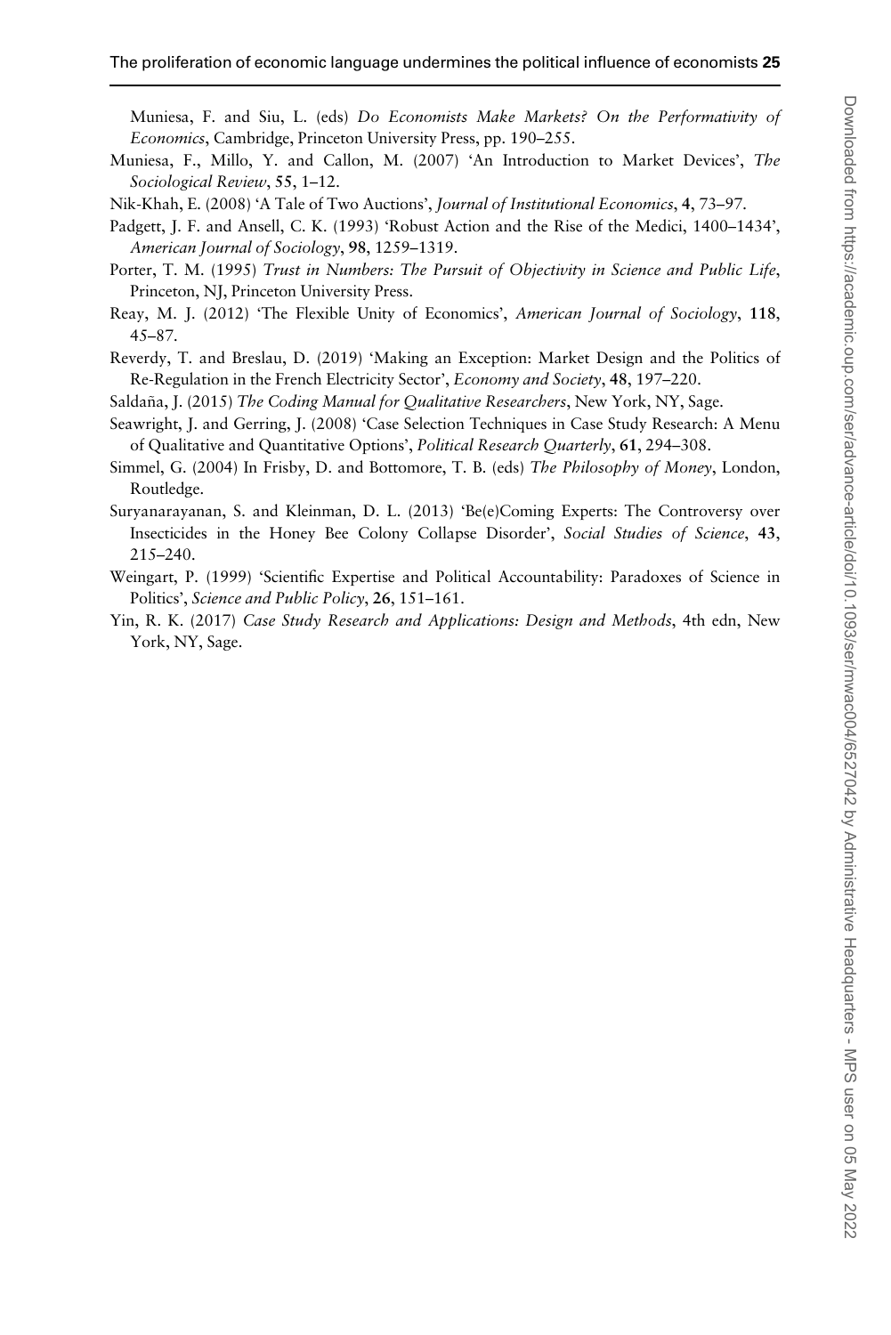Muniesa, F. and Siu, L. (eds) *Do Economists Make Markets? On the Performativity of Economics*, Cambridge, Princeton University Press, pp. 190–255.

Muniesa, F., Millo, Y. and Callon, M. (2007) 'An Introduction to Market Devices', *The Sociological Review*, **55**, 1–12.

Nik-Khah, E. (2008) 'A Tale of Two Auctions', *Journal of Institutional Economics*, **4**, 73–97.

Padgett, J. F. and Ansell, C. K. (1993) 'Robust Action and the Rise of the Medici, 1400–1434', *American Journal of Sociology*, **98**, 1259–1319.

Porter, T. M. (1995) *Trust in Numbers: The Pursuit of Objectivity in Science and Public Life*, Princeton, NJ, Princeton University Press.

Reay, M. J. (2012) 'The Flexible Unity of Economics', *American Journal of Sociology*, **118**, 45–87.

Reverdy, T. and Breslau, D. (2019) 'Making an Exception: Market Design and the Politics of Re-Regulation in the French Electricity Sector', *Economy and Society*, **48**, 197–220.

Saldaña, J. (2015) *The Coding Manual for Qualitative Researchers*, New York, NY, Sage.

Seawright, J. and Gerring, J. (2008) 'Case Selection Techniques in Case Study Research: A Menu of Qualitative and Quantitative Options', *Political Research Quarterly*, **61**, 294–308.

Simmel, G. (2004) In Frisby, D. and Bottomore, T. B. (eds) *The Philosophy of Money*, London, Routledge.

Suryanarayanan, S. and Kleinman, D. L. (2013) 'Be(e)Coming Experts: The Controversy over Insecticides in the Honey Bee Colony Collapse Disorder', *Social Studies of Science*, **43**, 215–240.

Weingart, P. (1999) 'Scientific Expertise and Political Accountability: Paradoxes of Science in Politics', *Science and Public Policy*, **26**, 151–161.

Yin, R. K. (2017) *Case Study Research and Applications: Design and Methods*, 4th edn, New York, NY, Sage.